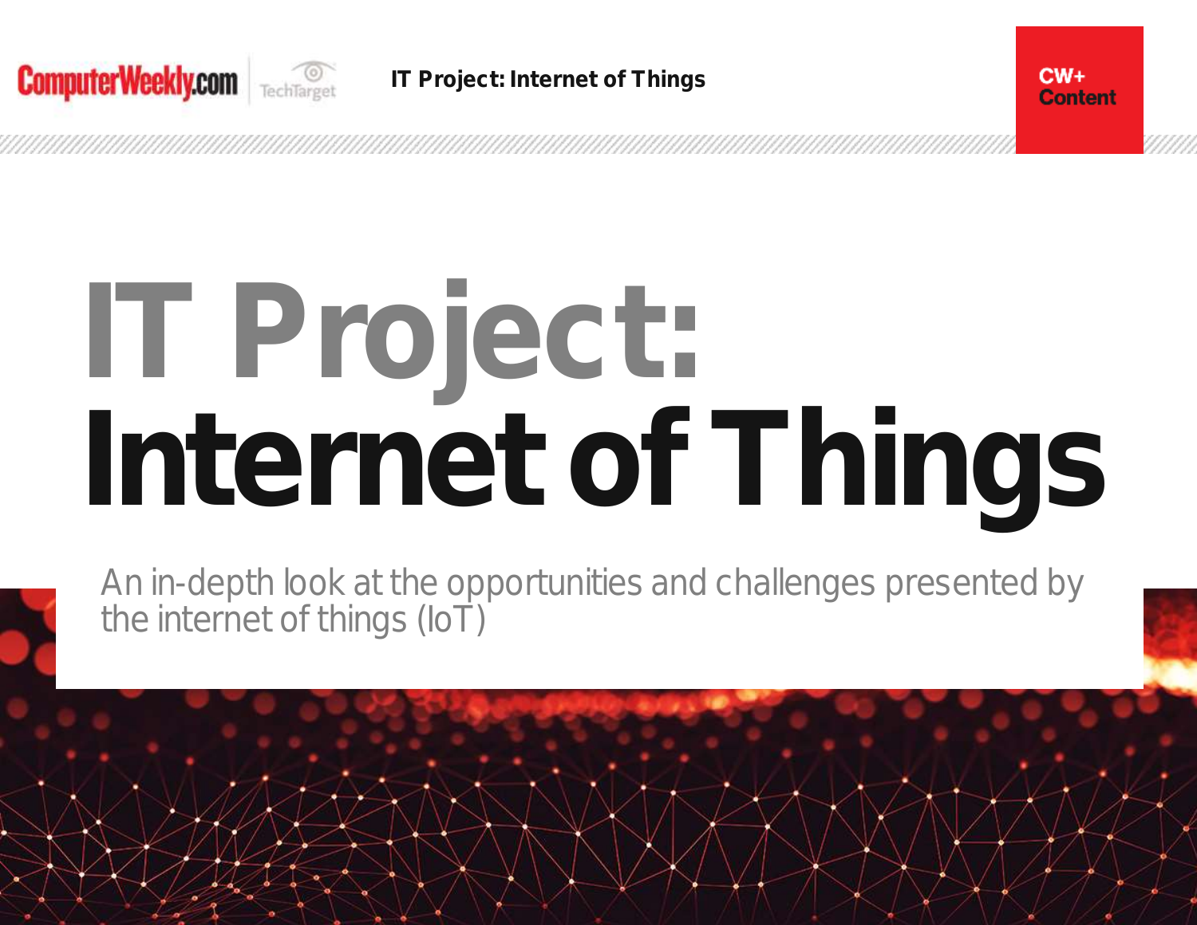# IT Project: Internet of Things

An in-depth look at the opportunities and challenges presented by the internet of things (IoT)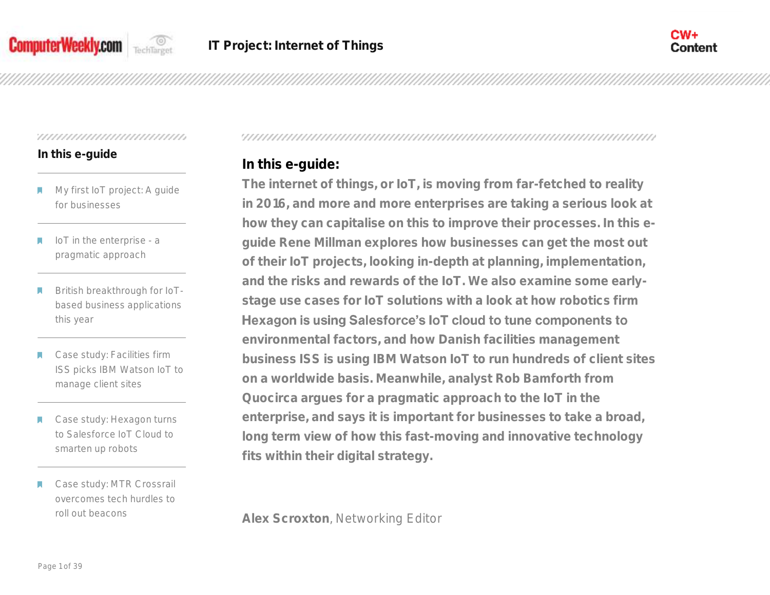## In this e-guide

- My first IoT project: A guide for businesses
- IoT in the enterprise - a pragmatic approach
- British breakthrough for IoT-based business applications this year
- Case study: Facilities firm ISS picks IBM Watson IoT to manage client sites
- Case study: Hexagon turns to Salesforce IoT Cloud to smarten up robots
- Case study: MTR Crossrail overcomes tech hurdles to roll out beacons

## In this e-guide:

**The internet of things, or IoT, is moving from far-fetched to reality in 2016, and more and more enterprises are taking a serious look at how they can capitalise on this to improve their processes. In this e-guide Rene Millman explores how businesses can get the most out of their IoT projects, looking in-depth at planning, implementation, and the risks and rewards of the IoT. We also examine some early-stage use cases for IoT solutions with a look at how robotics firm Hexagon is using Salesforce's IoT cloud to tune components to environmental factors, and how Danish facilities management business ISS is using IBM Watson IoT to run hundreds of client sites on a worldwide basis. Meanwhile, analyst Rob Bamforth from Quocirca argues for a pragmatic approach to the IoT in the enterprise, and says it is important for businesses to take a broad, long term view of how this fast-moving and innovative technology fits within their digital strategy.**

**Alex Scroxton**, Networking Editor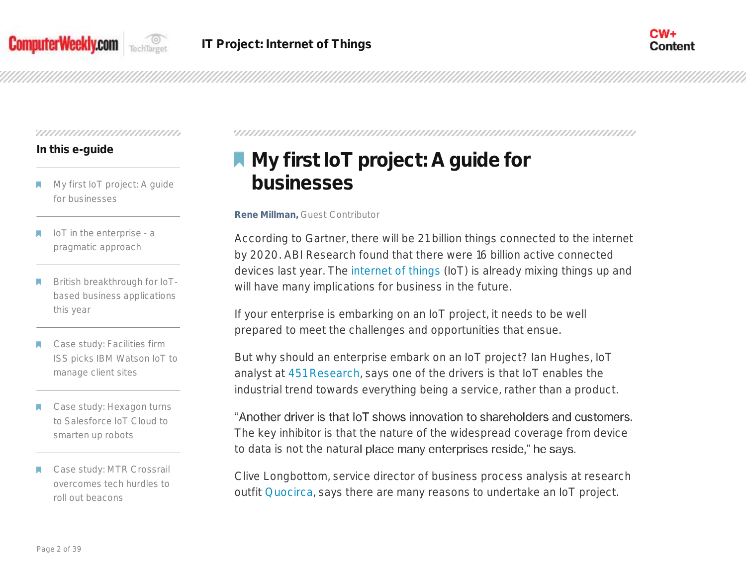# My first IoT project: A guide for businesses

**Rene Millman,** Guest Contributor

According to Gartner, there will be 21 billion things connected to the internet by 2020. ABI Research found that there were 16 billion active connected devices last year. The internet of things (IoT) is already mixing things up and will have many implications for business in the future.

If your enterprise is embarking on an IoT project, it needs to be well prepared to meet the challenges and opportunities that ensue.

But why should an enterprise embark on an IoT project? Ian Hughes, IoT analyst at 451 Research, says one of the drivers is that IoT enables the industrial trend towards everything being a service, rather than a product.

"Another driver is that IoT shows innovation to shareholders and customers. The key inhibitor is that the nature of the widespread coverage from device to data is not the natural place many enterprises reside," he says.

Clive Longbottom, service director of business process analysis at research outfit Quocirca, says there are many reasons to undertake an IoT project.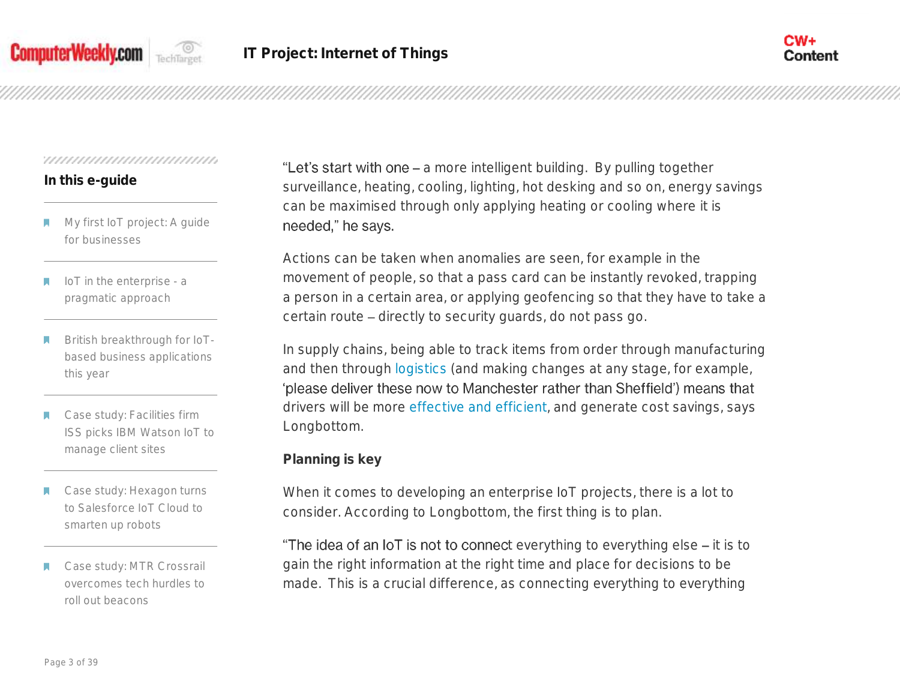"Let's start with one – a more intelligent building. By pulling together surveillance, heating, cooling, lighting, hot desking and so on, energy savings can be maximised through only applying heating or cooling where it is needed," he says.

Actions can be taken when anomalies are seen, for example in the movement of people, so that a pass card can be instantly revoked, trapping a person in a certain area, or applying geofencing so that they have to take a certain route – directly to security guards, do not pass go.

In supply chains, being able to track items from order through manufacturing and then through logistics (and making changes at any stage, for example, 'please deliver these now to Manchester rather than Sheffield') means that drivers will be more effective and efficient, and generate cost savings, says Longbottom.

**Planning is key**

When it comes to developing an enterprise IoT projects, there is a lot to consider. According to Longbottom, the first thing is to plan.

"The idea of an IoT is not to connect everything to everything else – it is to gain the right information at the right time and place for decisions to be made. This is a crucial difference, as connecting everything to everything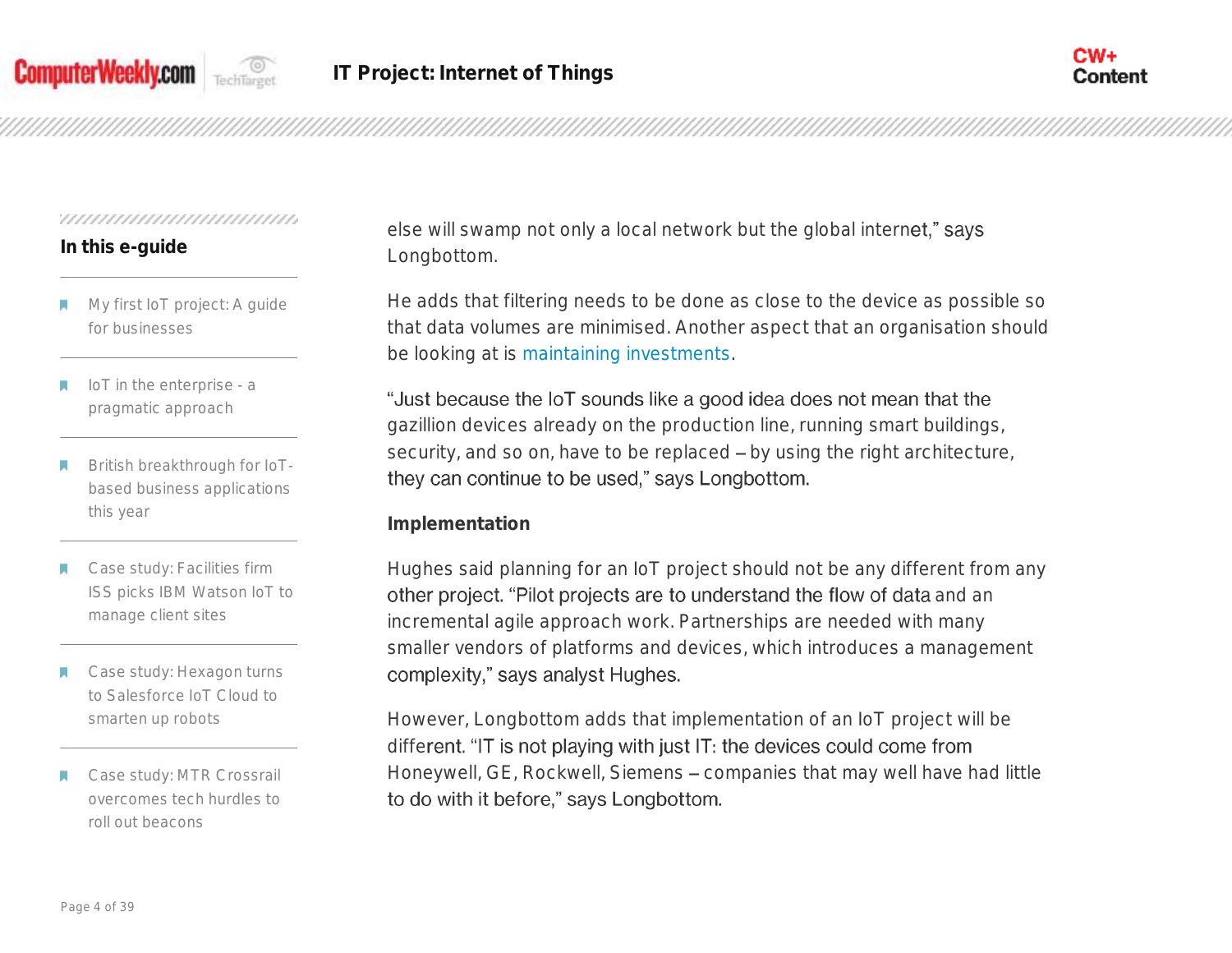else will swamp not only a local network but the global internet," says Longbottom.

He adds that filtering needs to be done as close to the device as possible so that data volumes are minimised. Another aspect that an organisation should be looking at is maintaining investments.

"Just because the IoT sounds like a good idea does not mean that the gazillion devices already on the production line, running smart buildings, security, and so on, have to be replaced – by using the right architecture, they can continue to be used," says Longbottom.

### Implementation

Hughes said planning for an IoT project should not be any different from any other project. "Pilot projects are to understand the flow of data and an incremental agile approach work. Partnerships are needed with many smaller vendors of platforms and devices, which introduces a management complexity," says analyst Hughes.

However, Longbottom adds that implementation of an IoT project will be different. "IT is not playing with just IT: the devices could come from Honeywell, GE, Rockwell, Siemens – companies that may well have had little to do with it before," says Longbottom.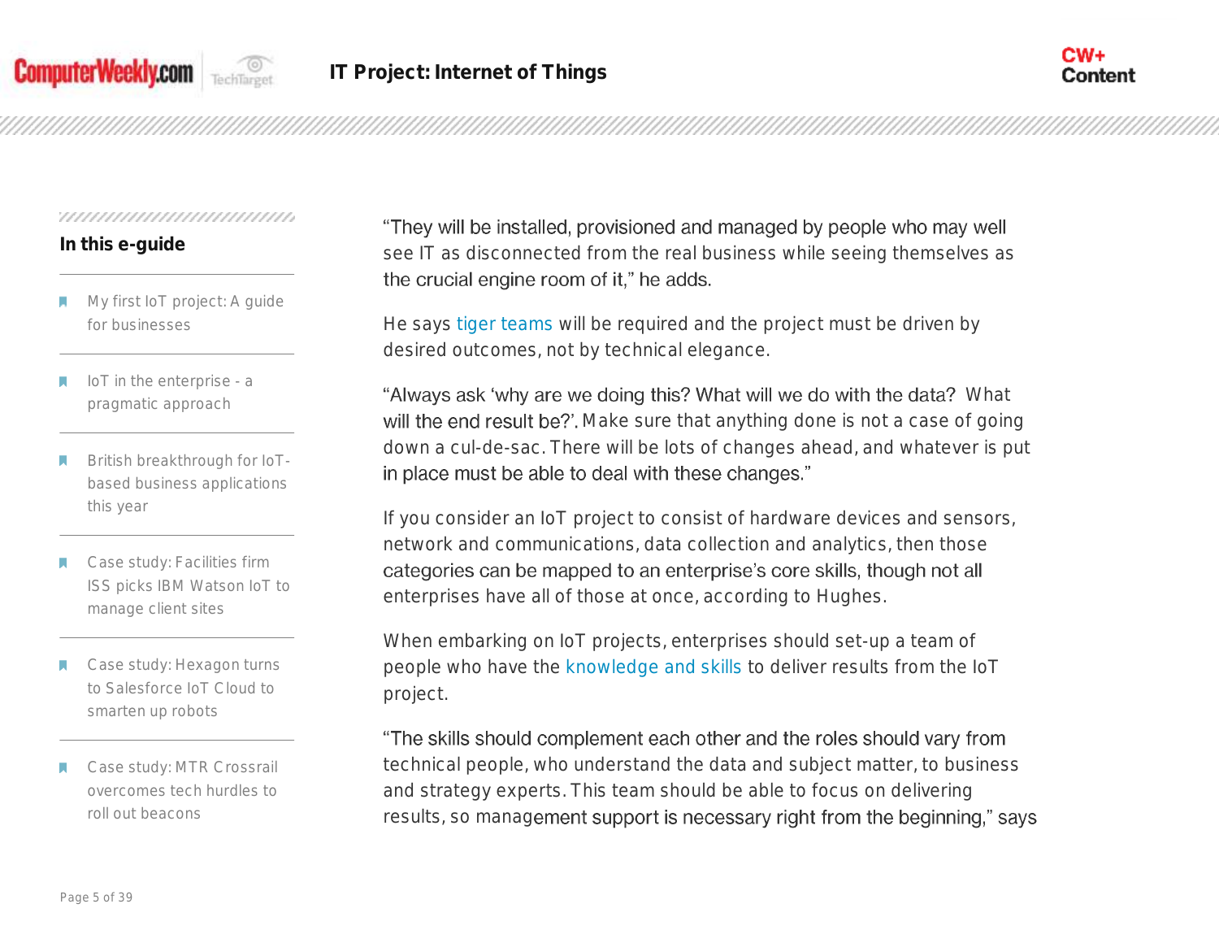"They will be installed, provisioned and managed by people who may well see IT as disconnected from the real business while seeing themselves as the crucial engine room of it," he adds.

He says tiger teams will be required and the project must be driven by desired outcomes, not by technical elegance.

"Always ask 'why are we doing this? What will we do with the data? What will the end result be?'. Make sure that anything done is not a case of going down a cul-de-sac. There will be lots of changes ahead, and whatever is put in place must be able to deal with these changes."

If you consider an IoT project to consist of hardware devices and sensors, network and communications, data collection and analytics, then those categories can be mapped to an enterprise's core skills, though not all enterprises have all of those at once, according to Hughes.

When embarking on IoT projects, enterprises should set-up a team of people who have the knowledge and skills to deliver results from the IoT project.

"The skills should complement each other and the roles should vary from technical people, who understand the data and subject matter, to business and strategy experts. This team should be able to focus on delivering results, so management support is necessary right from the beginning," says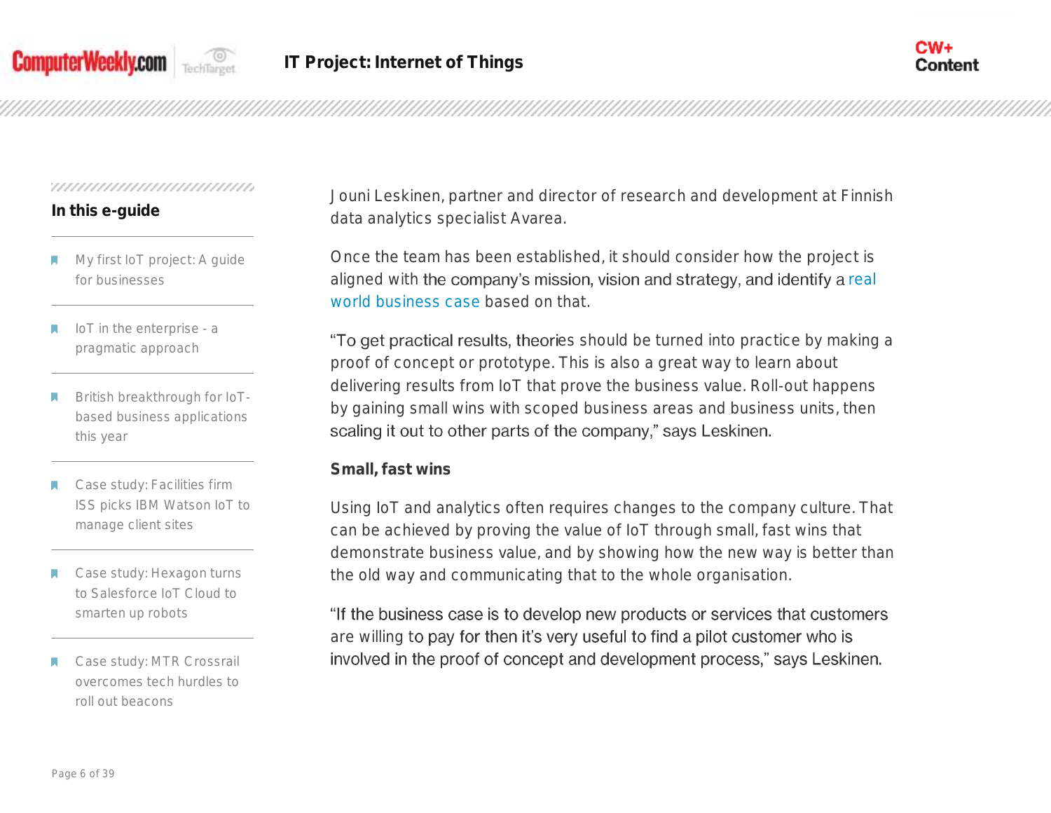Jouni Leskinen, partner and director of research and development at Finnish data analytics specialist Avarea.

Once the team has been established, it should consider how the project is aligned with the company's mission, vision and strategy, and identify a real world business case based on that.

"To get practical results, theories should be turned into practice by making a proof of concept or prototype. This is also a great way to learn about delivering results from IoT that prove the business value. Roll-out happens by gaining small wins with scoped business areas and business units, then scaling it out to other parts of the company," says Leskinen.

### Small, fast wins

Using IoT and analytics often requires changes to the company culture. That can be achieved by proving the value of IoT through small, fast wins that demonstrate business value, and by showing how the new way is better than the old way and communicating that to the whole organisation.

"If the business case is to develop new products or services that customers are willing to pay for then it's very useful to find a pilot customer who is involved in the proof of concept and development process," says Leskinen.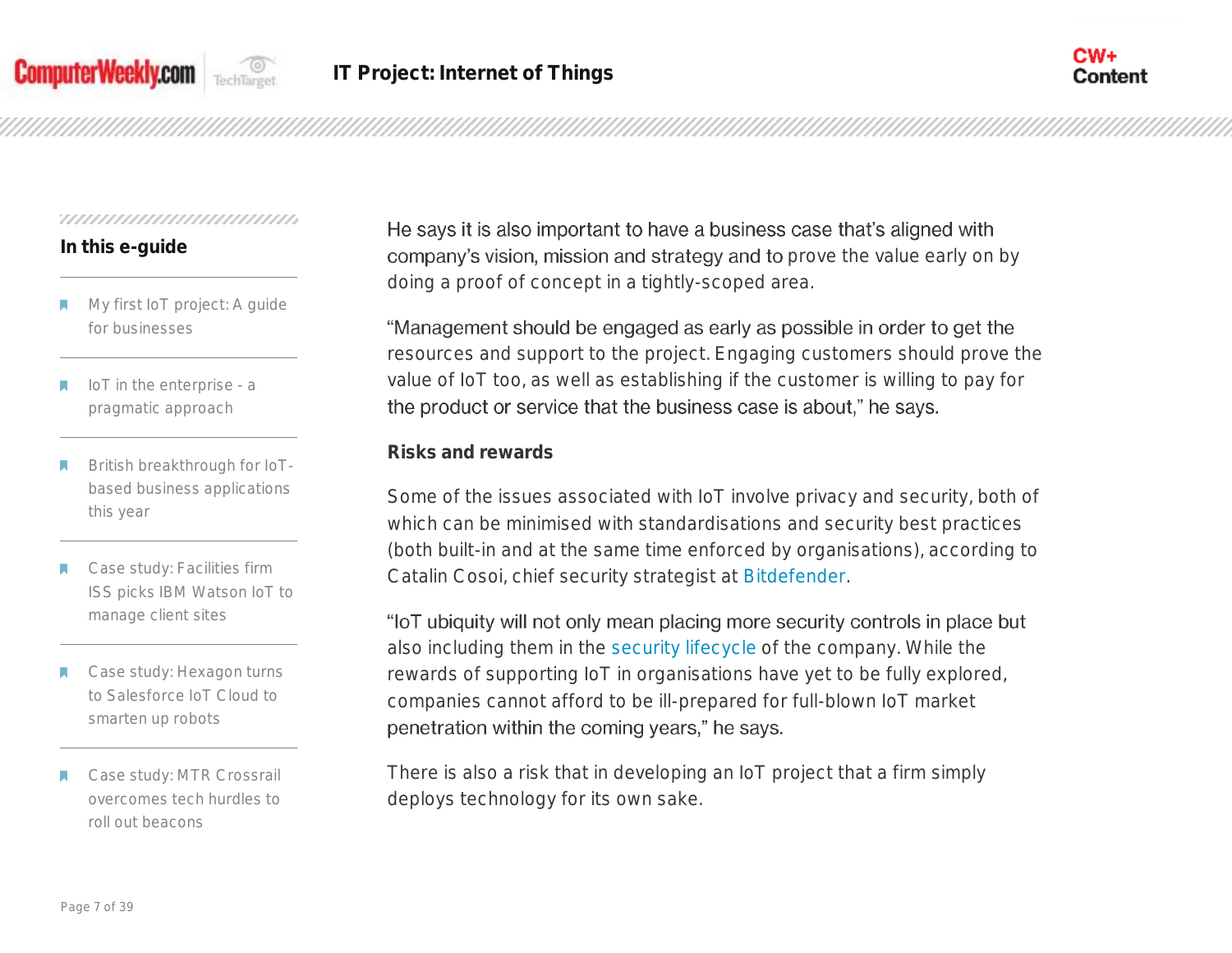He says it is also important to have a business case that's aligned with company's vision, mission and strategy and to prove the value early on by doing a proof of concept in a tightly-scoped area.

"Management should be engaged as early as possible in order to get the resources and support to the project. Engaging customers should prove the value of IoT too, as well as establishing if the customer is willing to pay for the product or service that the business case is about," he says.

### Risks and rewards

Some of the issues associated with IoT involve privacy and security, both of which can be minimised with standardisations and security best practices (both built-in and at the same time enforced by organisations), according to Catalin Cosoi, chief security strategist at Bitdefender.

"IoT ubiquity will not only mean placing more security controls in place but also including them in the security lifecycle of the company. While the rewards of supporting IoT in organisations have yet to be fully explored, companies cannot afford to be ill-prepared for full-blown IoT market penetration within the coming years," he says.

There is also a risk that in developing an IoT project that a firm simply deploys technology for its own sake.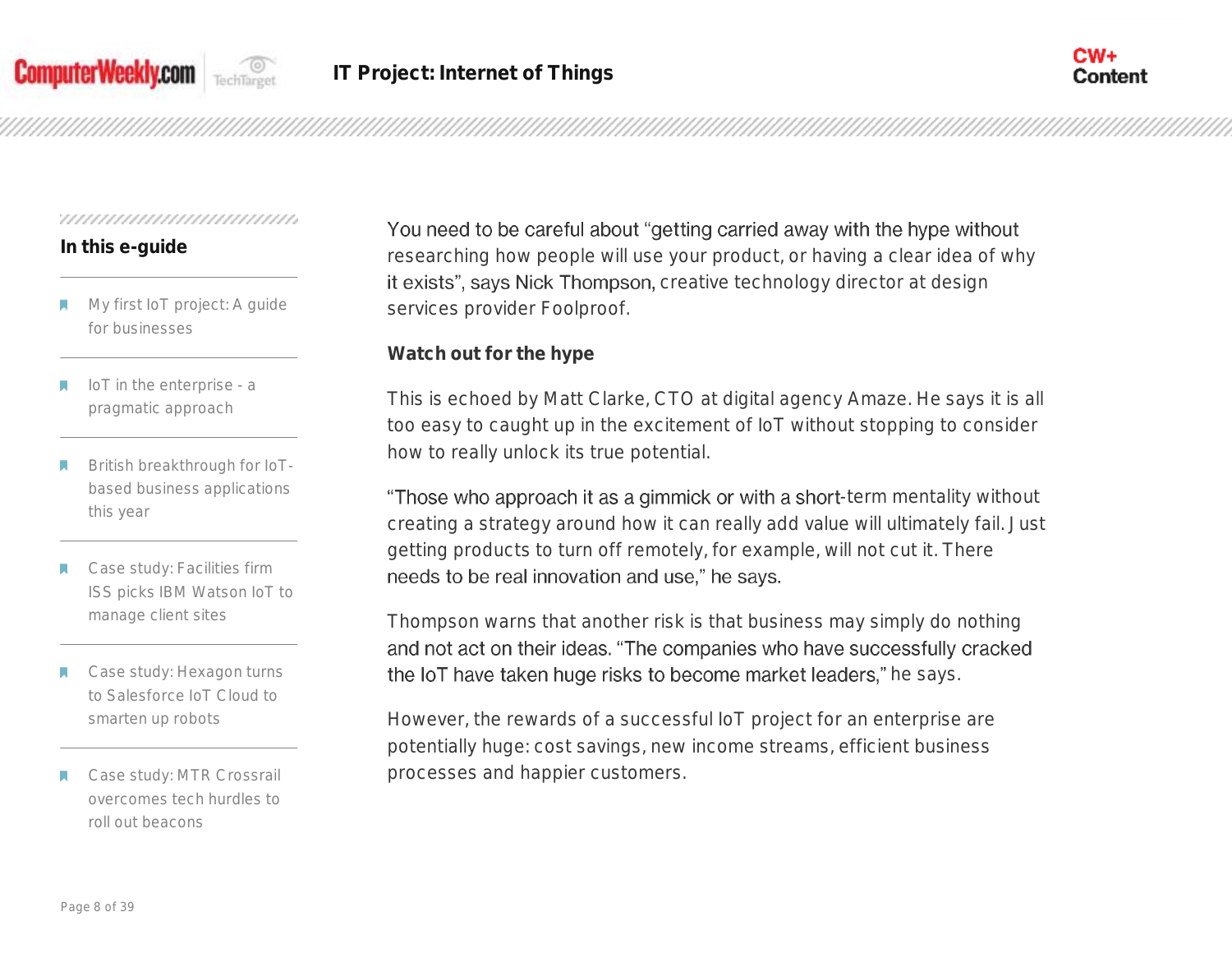You need to be careful about "getting carried away with the hype without researching how people will use your product, or having a clear idea of why it exists", says Nick Thompson, creative technology director at design services provider Foolproof.

**Watch out for the hype**

This is echoed by Matt Clarke, CTO at digital agency Amaze. He says it is all too easy to caught up in the excitement of IoT without stopping to consider how to really unlock its true potential.

"Those who approach it as a gimmick or with a short-term mentality without creating a strategy around how it can really add value will ultimately fail. Just getting products to turn off remotely, for example, will not cut it. There needs to be real innovation and use," he says.

Thompson warns that another risk is that business may simply do nothing and not act on their ideas. "The companies who have successfully cracked the IoT have taken huge risks to become market leaders," he says.

However, the rewards of a successful IoT project for an enterprise are potentially huge: cost savings, new income streams, efficient business processes and happier customers.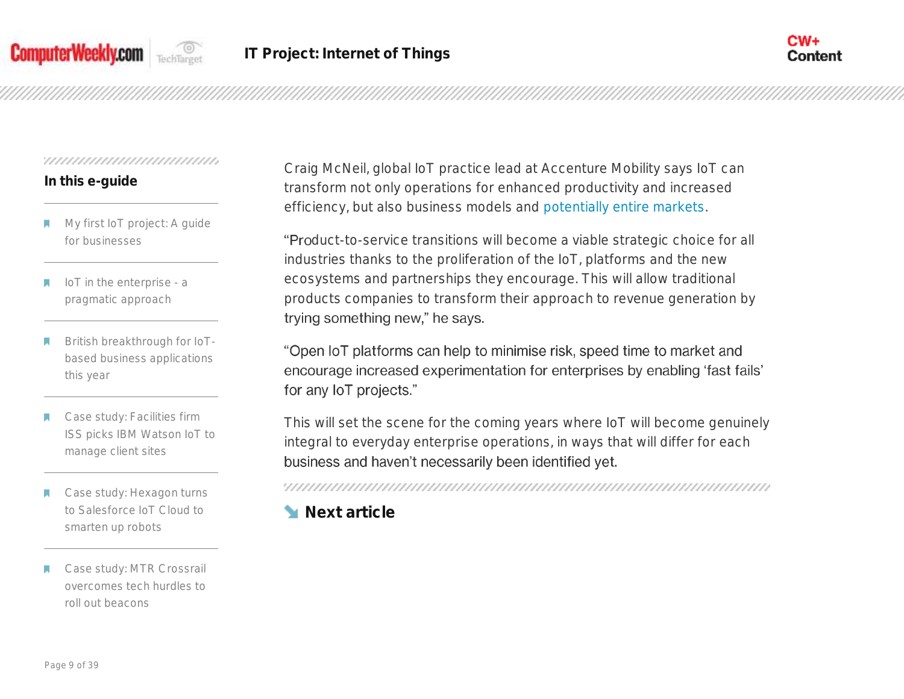Craig McNeil, global IoT practice lead at Accenture Mobility says IoT can transform not only operations for enhanced productivity and increased efficiency, but also business models and potentially entire markets.

"Product-to-service transitions will become a viable strategic choice for all industries thanks to the proliferation of the IoT, platforms and the new ecosystems and partnerships they encourage. This will allow traditional products companies to transform their approach to revenue generation by trying something new," he says.

"Open IoT platforms can help to minimise risk, speed time to market and encourage increased experimentation for enterprises by enabling 'fast fails' for any IoT projects."

This will set the scene for the coming years where IoT will become genuinely integral to everyday enterprise operations, in ways that will differ for each business and haven't necessarily been identified yet.

**Next article**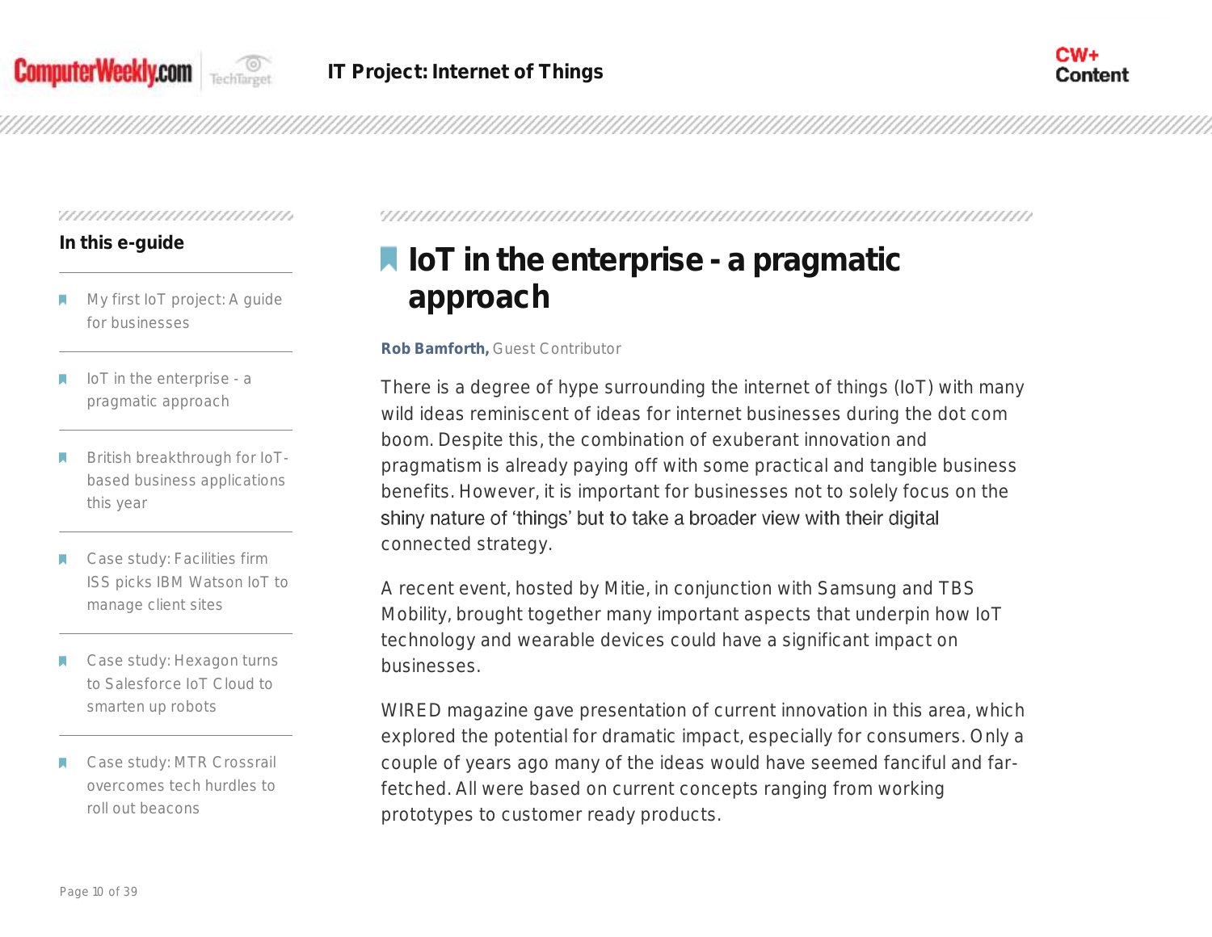# IoT in the enterprise - a pragmatic approach

**Rob Bamforth,** Guest Contributor

There is a degree of hype surrounding the internet of things (IoT) with many wild ideas reminiscent of ideas for internet businesses during the dot com boom. Despite this, the combination of exuberant innovation and pragmatism is already paying off with some practical and tangible business benefits. However, it is important for businesses not to solely focus on the shiny nature of 'things' but to take a broader view with their digital connected strategy.

A recent event, hosted by Mitie, in conjunction with Samsung and TBS Mobility, brought together many important aspects that underpin how IoT technology and wearable devices could have a significant impact on businesses.

WIRED magazine gave presentation of current innovation in this area, which explored the potential for dramatic impact, especially for consumers. Only a couple of years ago many of the ideas would have seemed fanciful and far-fetched. All were based on current concepts ranging from working prototypes to customer ready products.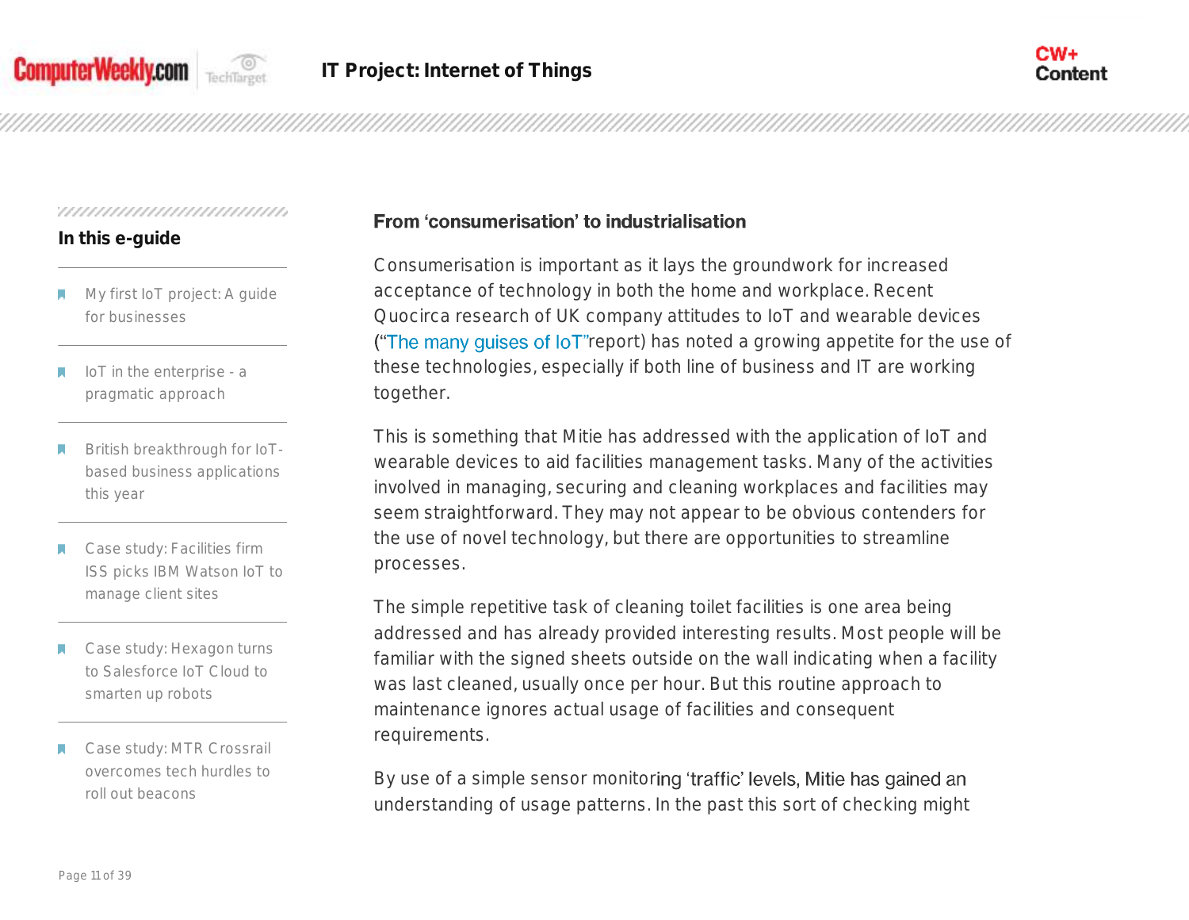## From 'consumerisation' to industrialisation

Consumerisation is important as it lays the groundwork for increased acceptance of technology in both the home and workplace. Recent Quocirca research of UK company attitudes to IoT and wearable devices ("The many guises of IoT" report) has noted a growing appetite for the use of these technologies, especially if both line of business and IT are working together.

This is something that Mitie has addressed with the application of IoT and wearable devices to aid facilities management tasks. Many of the activities involved in managing, securing and cleaning workplaces and facilities may seem straightforward. They may not appear to be obvious contenders for the use of novel technology, but there are opportunities to streamline processes.

The simple repetitive task of cleaning toilet facilities is one area being addressed and has already provided interesting results. Most people will be familiar with the signed sheets outside on the wall indicating when a facility was last cleaned, usually once per hour. But this routine approach to maintenance ignores actual usage of facilities and consequent requirements.

By use of a simple sensor monitoring 'traffic' levels, Mitie has gained an understanding of usage patterns. In the past this sort of checking might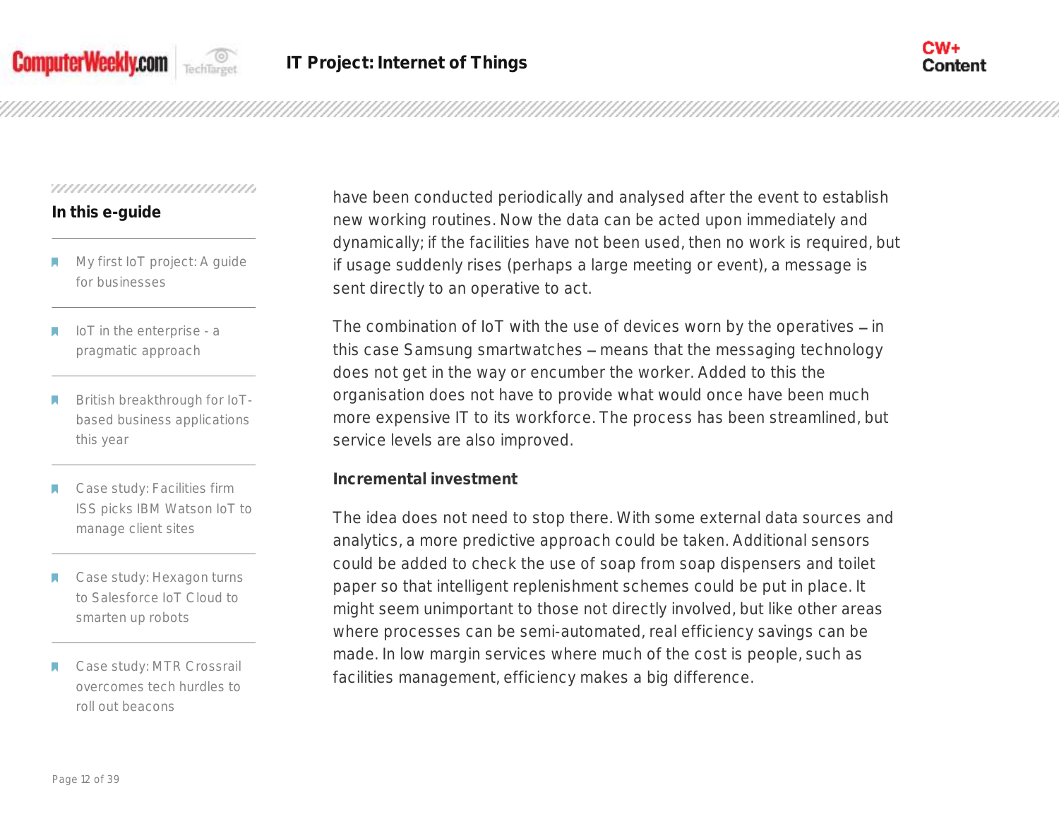have been conducted periodically and analysed after the event to establish new working routines. Now the data can be acted upon immediately and dynamically; if the facilities have not been used, then no work is required, but if usage suddenly rises (perhaps a large meeting or event), a message is sent directly to an operative to act.

The combination of IoT with the use of devices worn by the operatives – in this case Samsung smartwatches – means that the messaging technology does not get in the way or encumber the worker. Added to this the organisation does not have to provide what would once have been much more expensive IT to its workforce. The process has been streamlined, but service levels are also improved.

### Incremental investment

The idea does not need to stop there. With some external data sources and analytics, a more predictive approach could be taken. Additional sensors could be added to check the use of soap from soap dispensers and toilet paper so that intelligent replenishment schemes could be put in place. It might seem unimportant to those not directly involved, but like other areas where processes can be semi-automated, real efficiency savings can be made. In low margin services where much of the cost is people, such as facilities management, efficiency makes a big difference.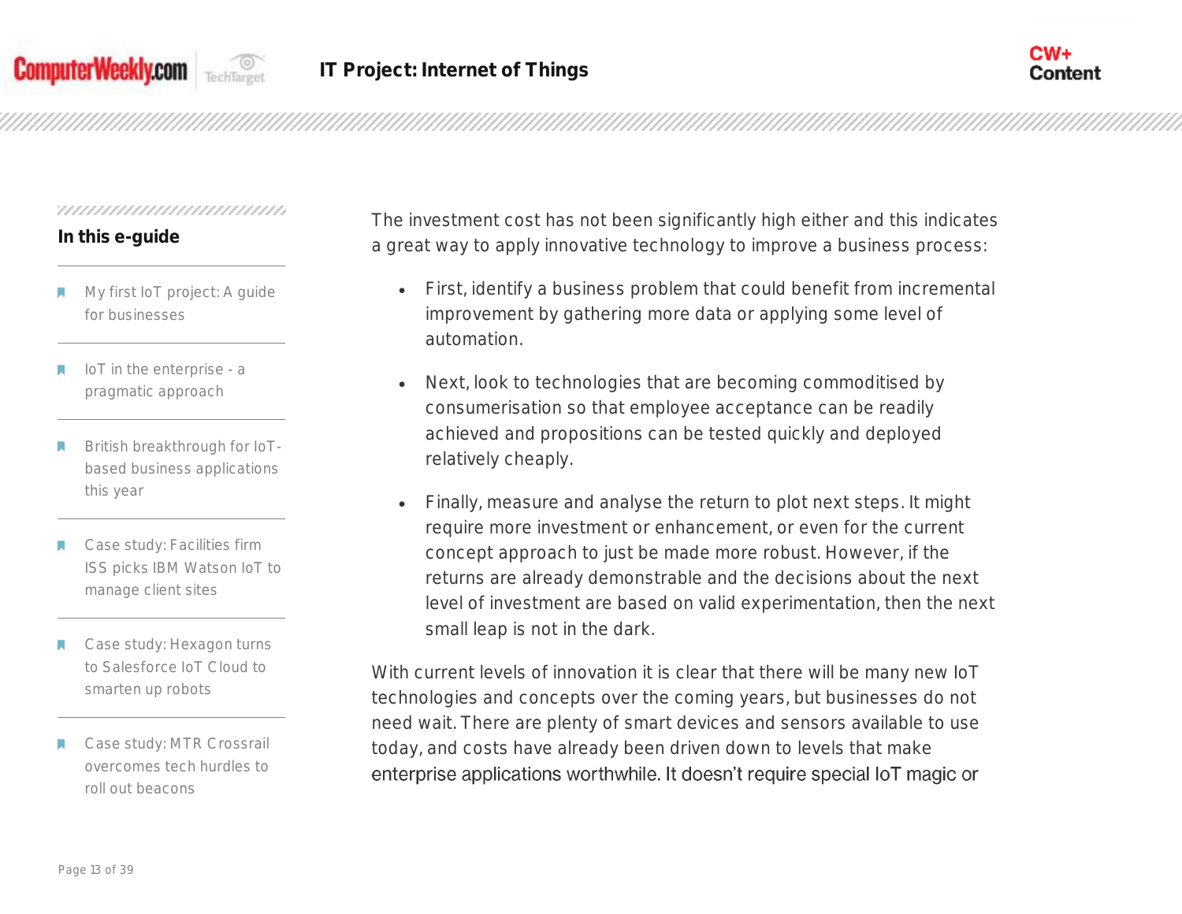The investment cost has not been significantly high either and this indicates a great way to apply innovative technology to improve a business process:

- First, identify a business problem that could benefit from incremental improvement by gathering more data or applying some level of automation.
- Next, look to technologies that are becoming commoditised by consumerisation so that employee acceptance can be readily achieved and propositions can be tested quickly and deployed relatively cheaply.
- Finally, measure and analyse the return to plot next steps. It might require more investment or enhancement, or even for the current concept approach to just be made more robust. However, if the returns are already demonstrable and the decisions about the next level of investment are based on valid experimentation, then the next small leap is not in the dark.

With current levels of innovation it is clear that there will be many new IoT technologies and concepts over the coming years, but businesses do not need wait. There are plenty of smart devices and sensors available to use today, and costs have already been driven down to levels that make enterprise applications worthwhile. It doesn't require special IoT magic or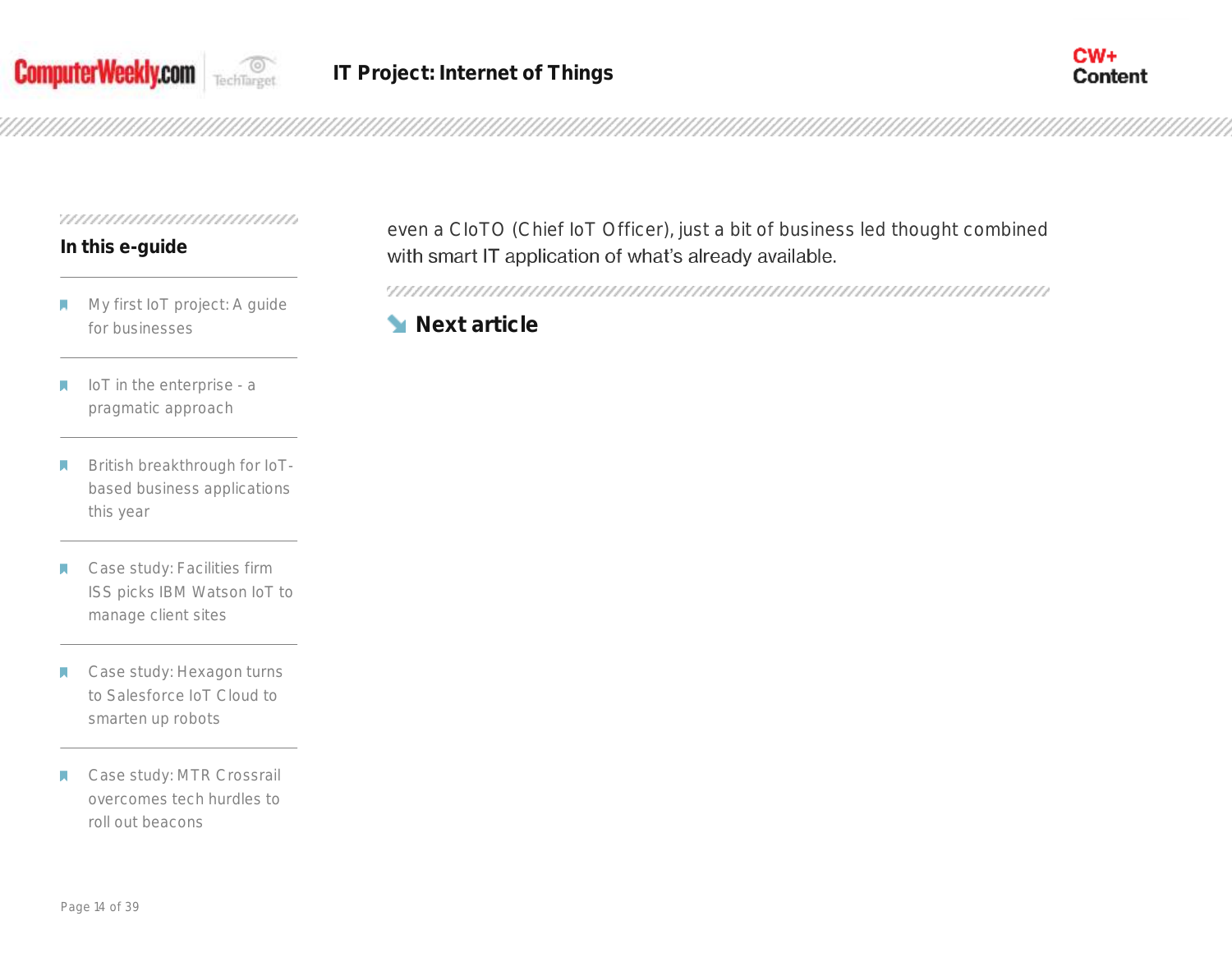even a CIoTO (Chief IoT Officer), just a bit of business led thought combined with smart IT application of what's already available.

**Next article**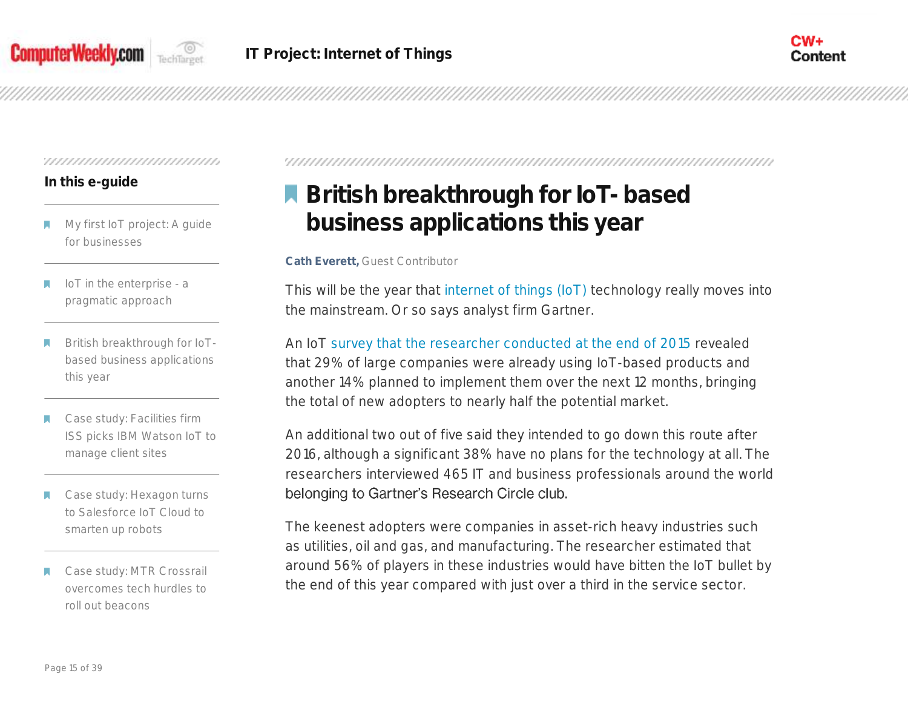## In this e-guide

- My first IoT project: A guide for businesses
- IoT in the enterprise - a pragmatic approach
- British breakthrough for IoT-based business applications this year
- Case study: Facilities firm ISS picks IBM Watson IoT to manage client sites
- Case study: Hexagon turns to Salesforce IoT Cloud to smarten up robots
- Case study: MTR Crossrail overcomes tech hurdles to roll out beacons

# British breakthrough for IoT- based business applications this year

**Cath Everett,** Guest Contributor

This will be the year that internet of things (IoT) technology really moves into the mainstream. Or so says analyst firm Gartner.

An IoT survey that the researcher conducted at the end of 2015 revealed that 29% of large companies were already using IoT-based products and another 14% planned to implement them over the next 12 months, bringing the total of new adopters to nearly half the potential market.

An additional two out of five said they intended to go down this route after 2016, although a significant 38% have no plans for the technology at all. The researchers interviewed 465 IT and business professionals around the world belonging to Gartner's Research Circle club.

The keenest adopters were companies in asset-rich heavy industries such as utilities, oil and gas, and manufacturing. The researcher estimated that around 56% of players in these industries would have bitten the IoT bullet by the end of this year compared with just over a third in the service sector.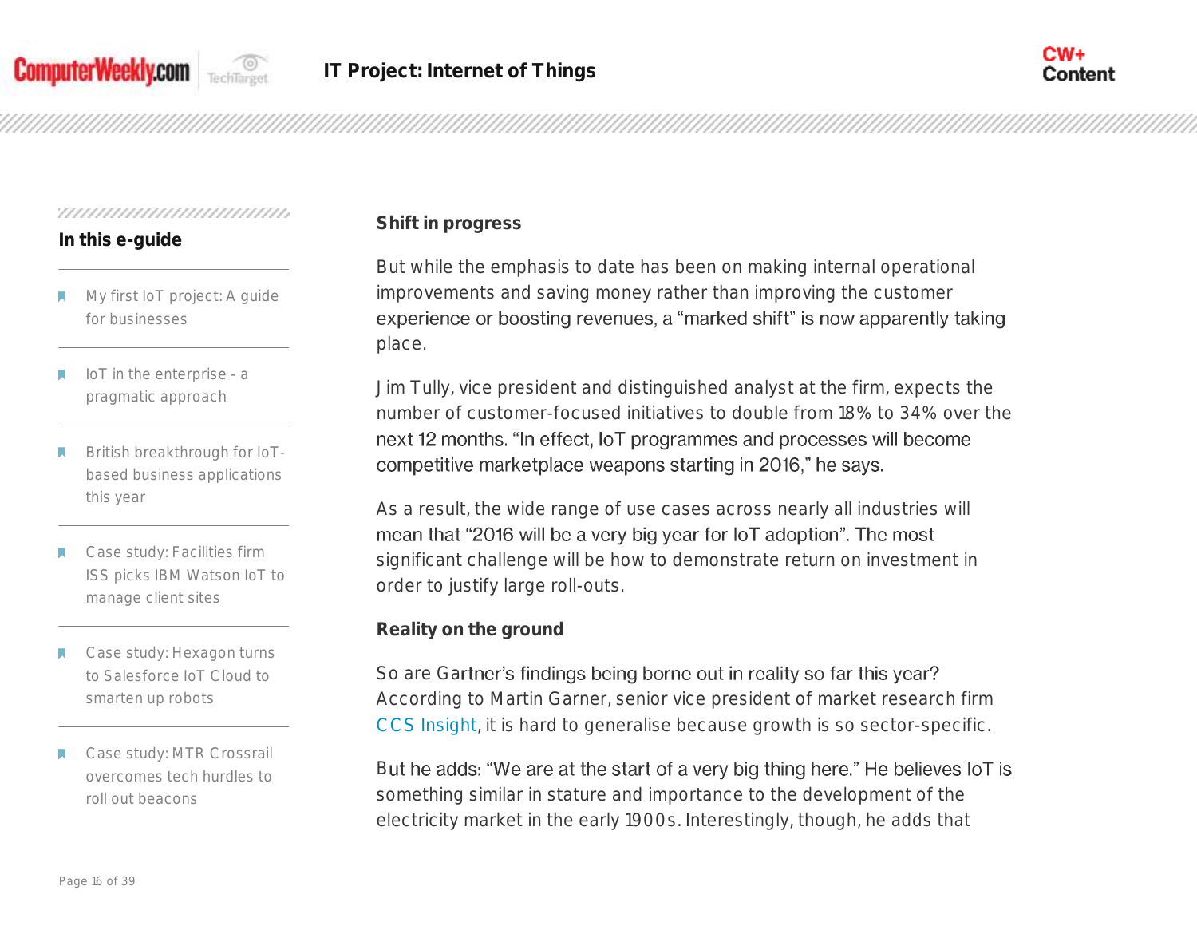## Shift in progress

But while the emphasis to date has been on making internal operational improvements and saving money rather than improving the customer experience or boosting revenues, a “marked shift” is now apparently taking place.

Jim Tully, vice president and distinguished analyst at the firm, expects the number of customer-focused initiatives to double from 18% to 34% over the next 12 months. “In effect, IoT programmes and processes will become competitive marketplace weapons starting in 2016,” he says.

As a result, the wide range of use cases across nearly all industries will mean that “2016 will be a very big year for IoT adoption”. The most significant challenge will be how to demonstrate return on investment in order to justify large roll-outs.

## Reality on the ground

So are Gartner’s findings being borne out in reality so far this year? According to Martin Garner, senior vice president of market research firm CCS Insight, it is hard to generalise because growth is so sector-specific.

But he adds: “We are at the start of a very big thing here.” He believes IoT is something similar in stature and importance to the development of the electricity market in the early 1900s. Interestingly, though, he adds that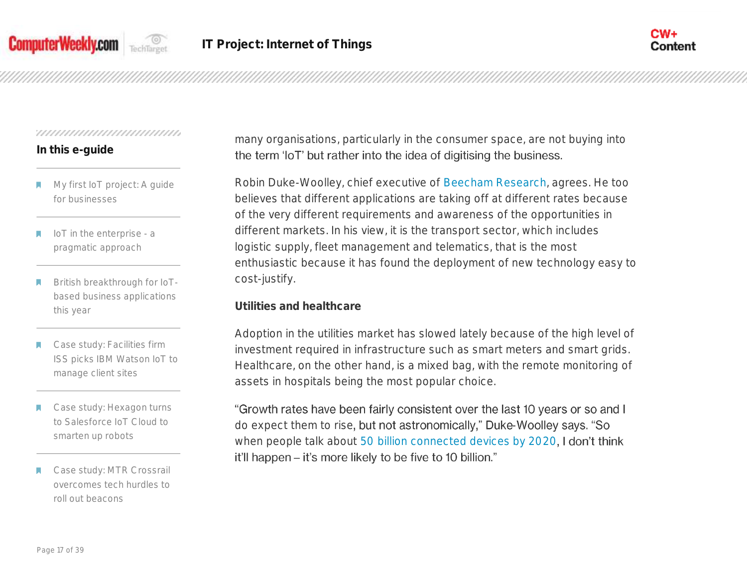many organisations, particularly in the consumer space, are not buying into the term 'IoT' but rather into the idea of digitising the business.

Robin Duke-Woolley, chief executive of Beecham Research, agrees. He too believes that different applications are taking off at different rates because of the very different requirements and awareness of the opportunities in different markets. In his view, it is the transport sector, which includes logistic supply, fleet management and telematics, that is the most enthusiastic because it has found the deployment of new technology easy to cost-justify.

### Utilities and healthcare

Adoption in the utilities market has slowed lately because of the high level of investment required in infrastructure such as smart meters and smart grids. Healthcare, on the other hand, is a mixed bag, with the remote monitoring of assets in hospitals being the most popular choice.

"Growth rates have been fairly consistent over the last 10 years or so and I do expect them to rise, but not astronomically," Duke-Woolley says. "So when people talk about 50 billion connected devices by 2020, I don't think it'll happen – it's more likely to be five to 10 billion."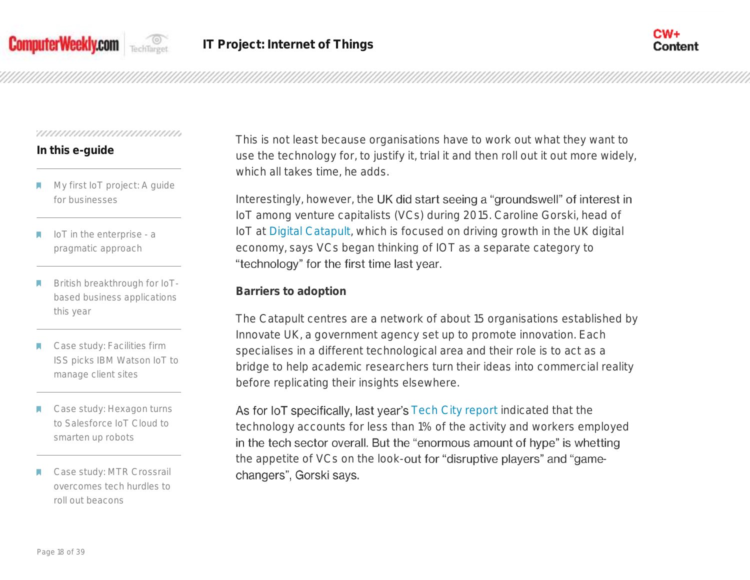This is not least because organisations have to work out what they want to use the technology for, to justify it, trial it and then roll out it out more widely, which all takes time, he adds.

Interestingly, however, the UK did start seeing a "groundswell" of interest in IoT among venture capitalists (VCs) during 2015. Caroline Gorski, head of IoT at Digital Catapult, which is focused on driving growth in the UK digital economy, says VCs began thinking of IOT as a separate category to "technology" for the first time last year.

**Barriers to adoption**

The Catapult centres are a network of about 15 organisations established by Innovate UK, a government agency set up to promote innovation. Each specialises in a different technological area and their role is to act as a bridge to help academic researchers turn their ideas into commercial reality before replicating their insights elsewhere.

As for IoT specifically, last year's Tech City report indicated that the technology accounts for less than 1% of the activity and workers employed in the tech sector overall. But the "enormous amount of hype" is whetting the appetite of VCs on the look-out for "disruptive players" and "game-changers", Gorski says.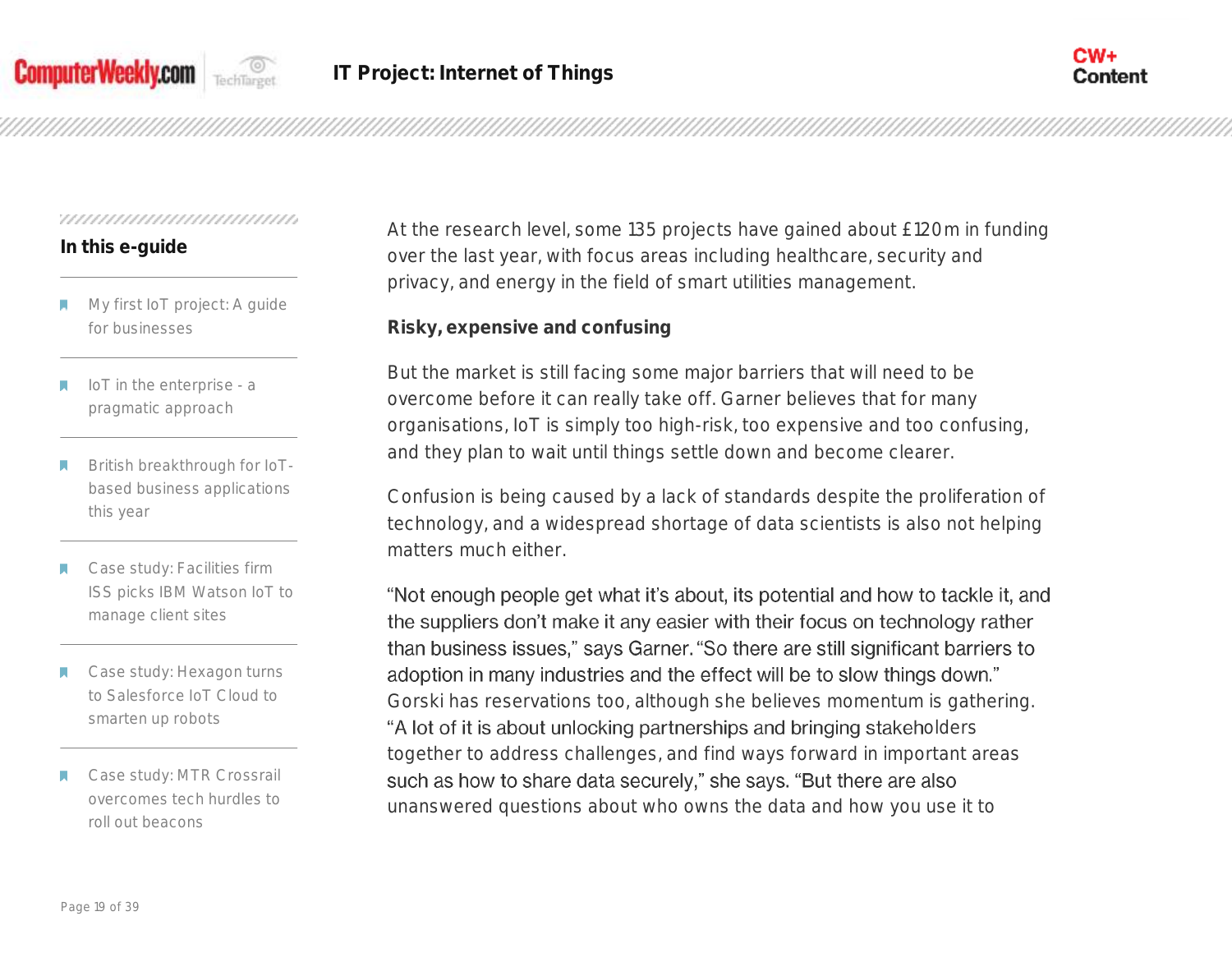At the research level, some 135 projects have gained about £120m in funding over the last year, with focus areas including healthcare, security and privacy, and energy in the field of smart utilities management.

**Risky, expensive and confusing**

But the market is still facing some major barriers that will need to be overcome before it can really take off. Garner believes that for many organisations, IoT is simply too high-risk, too expensive and too confusing, and they plan to wait until things settle down and become clearer.

Confusion is being caused by a lack of standards despite the proliferation of technology, and a widespread shortage of data scientists is also not helping matters much either.

"Not enough people get what it's about, its potential and how to tackle it, and the suppliers don't make it any easier with their focus on technology rather than business issues," says Garner. "So there are still significant barriers to adoption in many industries and the effect will be to slow things down." Gorski has reservations too, although she believes momentum is gathering. "A lot of it is about unlocking partnerships and bringing stakeholders together to address challenges, and find ways forward in important areas such as how to share data securely," she says. "But there are also unanswered questions about who owns the data and how you use it to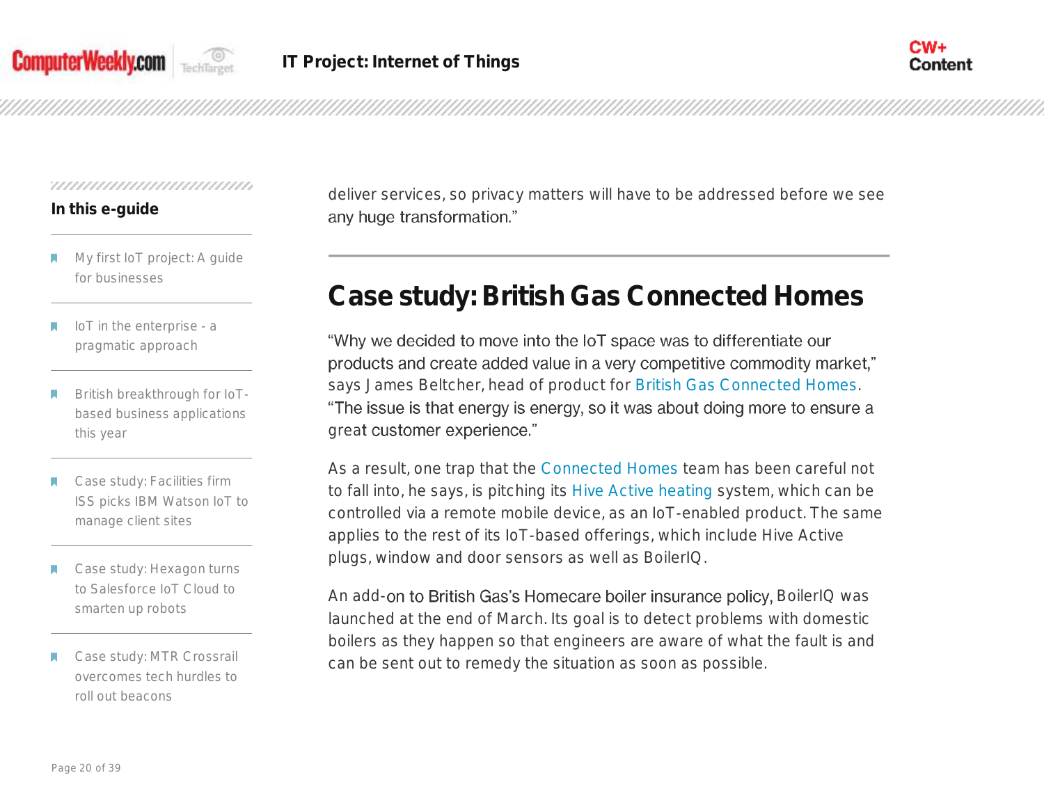deliver services, so privacy matters will have to be addressed before we see any huge transformation."

## Case study: British Gas Connected Homes

"Why we decided to move into the IoT space was to differentiate our products and create added value in a very competitive commodity market," says James Beltcher, head of product for British Gas Connected Homes. "The issue is that energy is energy, so it was about doing more to ensure a great customer experience."

As a result, one trap that the Connected Homes team has been careful not to fall into, he says, is pitching its Hive Active heating system, which can be controlled via a remote mobile device, as an IoT-enabled product. The same applies to the rest of its IoT-based offerings, which include Hive Active plugs, window and door sensors as well as BoilerIQ.

An add-on to British Gas's Homecare boiler insurance policy, BoilerIQ was launched at the end of March. Its goal is to detect problems with domestic boilers as they happen so that engineers are aware of what the fault is and can be sent out to remedy the situation as soon as possible.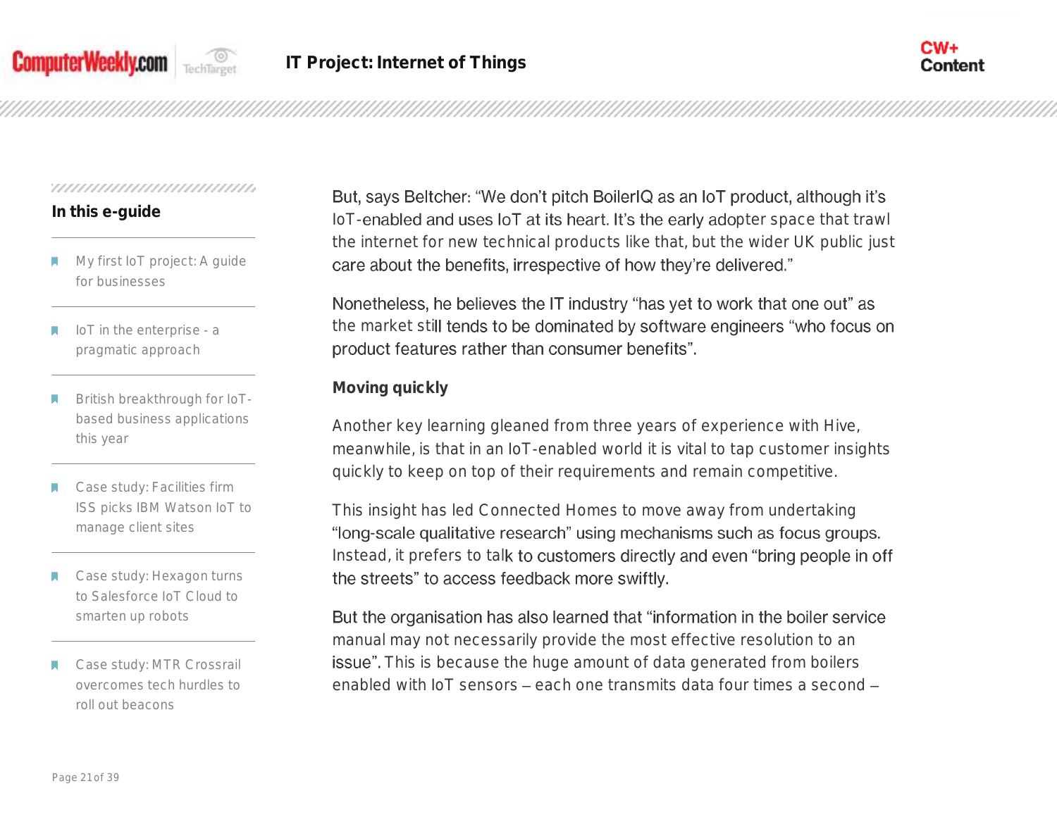But, says Beltcher: "We don't pitch BoilerIQ as an IoT product, although it's IoT-enabled and uses IoT at its heart. It's the early adopter space that trawl the internet for new technical products like that, but the wider UK public just care about the benefits, irrespective of how they're delivered."

Nonetheless, he believes the IT industry "has yet to work that one out" as the market still tends to be dominated by software engineers "who focus on product features rather than consumer benefits".

### Moving quickly

Another key learning gleaned from three years of experience with Hive, meanwhile, is that in an IoT-enabled world it is vital to tap customer insights quickly to keep on top of their requirements and remain competitive.

This insight has led Connected Homes to move away from undertaking "long-scale qualitative research" using mechanisms such as focus groups. Instead, it prefers to talk to customers directly and even "bring people in off the streets" to access feedback more swiftly.

But the organisation has also learned that "information in the boiler service manual may not necessarily provide the most effective resolution to an issue". This is because the huge amount of data generated from boilers enabled with IoT sensors – each one transmits data four times a second –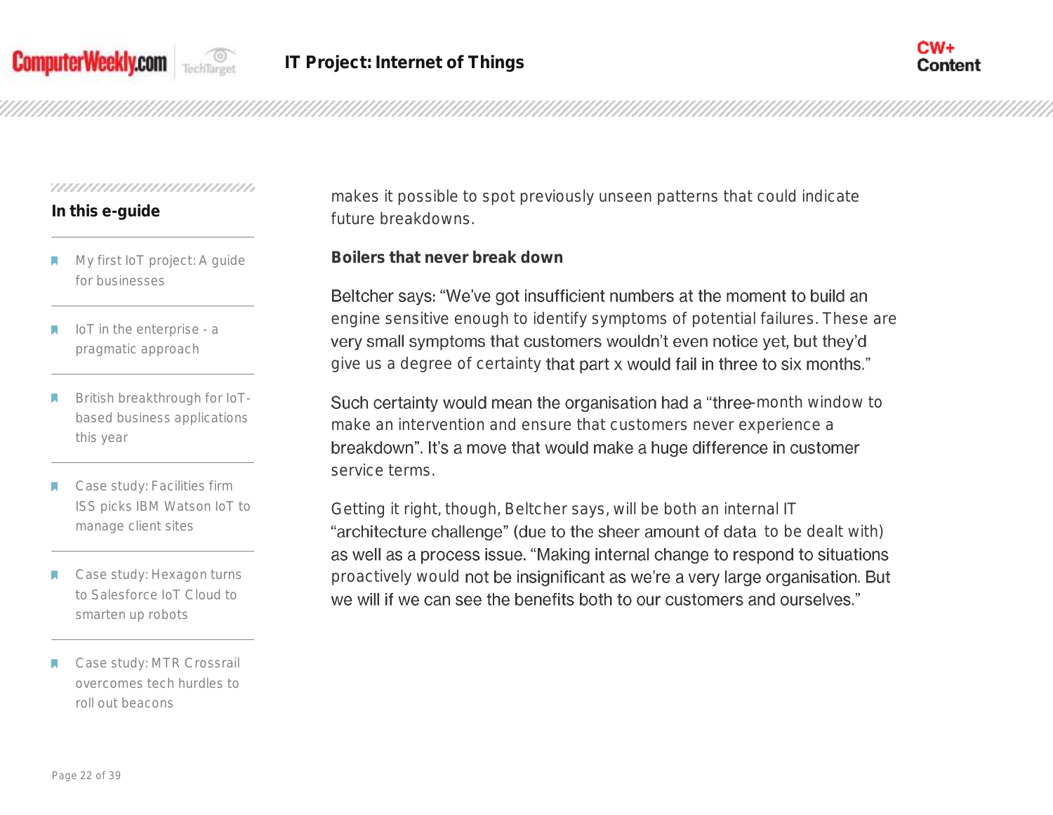makes it possible to spot previously unseen patterns that could indicate future breakdowns.

**Boilers that never break down**

Beltcher says: “We’ve got insufficient numbers at the moment to build an engine sensitive enough to identify symptoms of potential failures. These are very small symptoms that customers wouldn’t even notice yet, but they’d give us a degree of certainty that part x would fail in three to six months.”

Such certainty would mean the organisation had a “three-month window to make an intervention and ensure that customers never experience a breakdown”. It’s a move that would make a huge difference in customer service terms.

Getting it right, though, Beltcher says, will be both an internal IT “architecture challenge” (due to the sheer amount of data to be dealt with) as well as a process issue. “Making internal change to respond to situations proactively would not be insignificant as we’re a very large organisation. But we will if we can see the benefits both to our customers and ourselves.”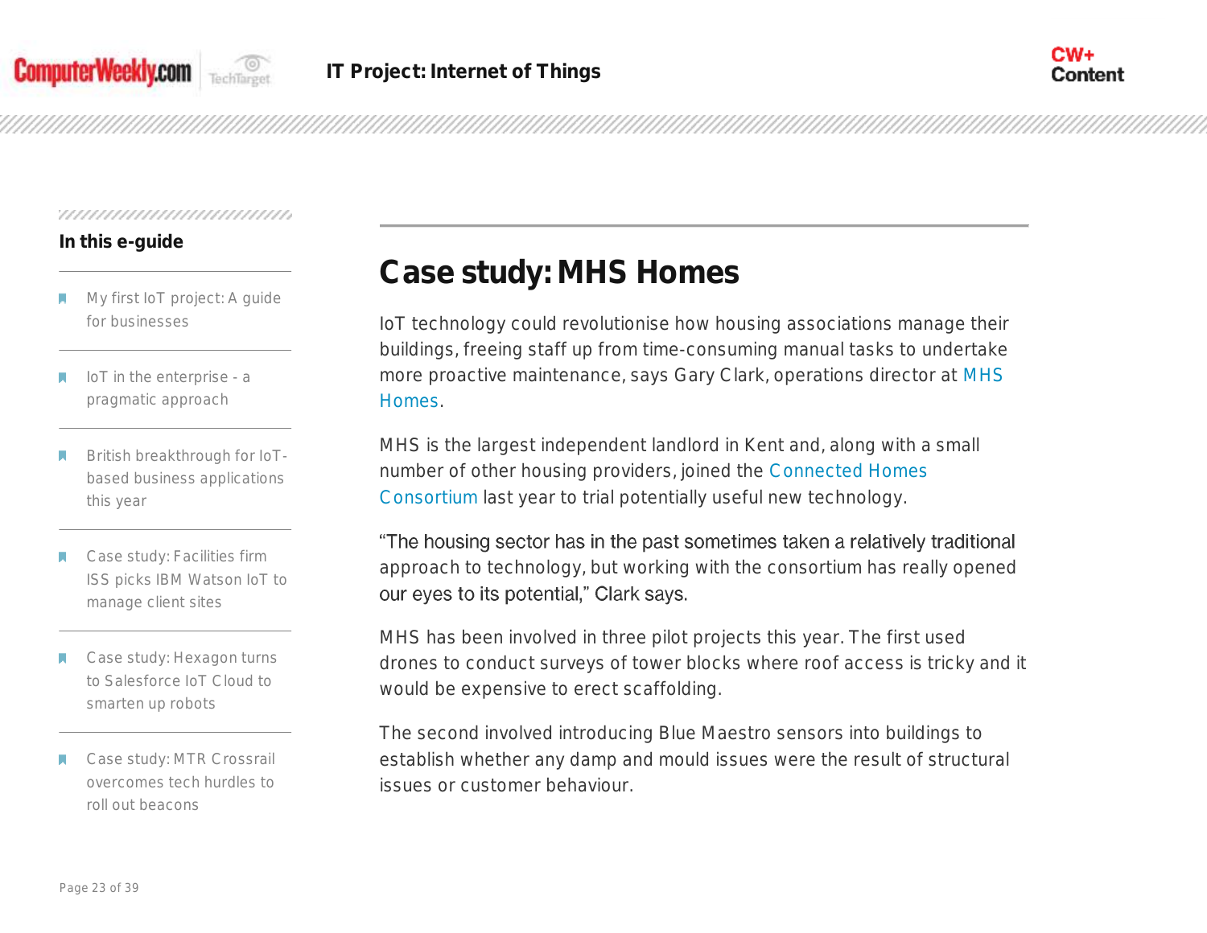# Case study: MHS Homes

IoT technology could revolutionise how housing associations manage their buildings, freeing staff up from time-consuming manual tasks to undertake more proactive maintenance, says Gary Clark, operations director at MHS Homes.

MHS is the largest independent landlord in Kent and, along with a small number of other housing providers, joined the Connected Homes Consortium last year to trial potentially useful new technology.

"The housing sector has in the past sometimes taken a relatively traditional approach to technology, but working with the consortium has really opened our eyes to its potential," Clark says.

MHS has been involved in three pilot projects this year. The first used drones to conduct surveys of tower blocks where roof access is tricky and it would be expensive to erect scaffolding.

The second involved introducing Blue Maestro sensors into buildings to establish whether any damp and mould issues were the result of structural issues or customer behaviour.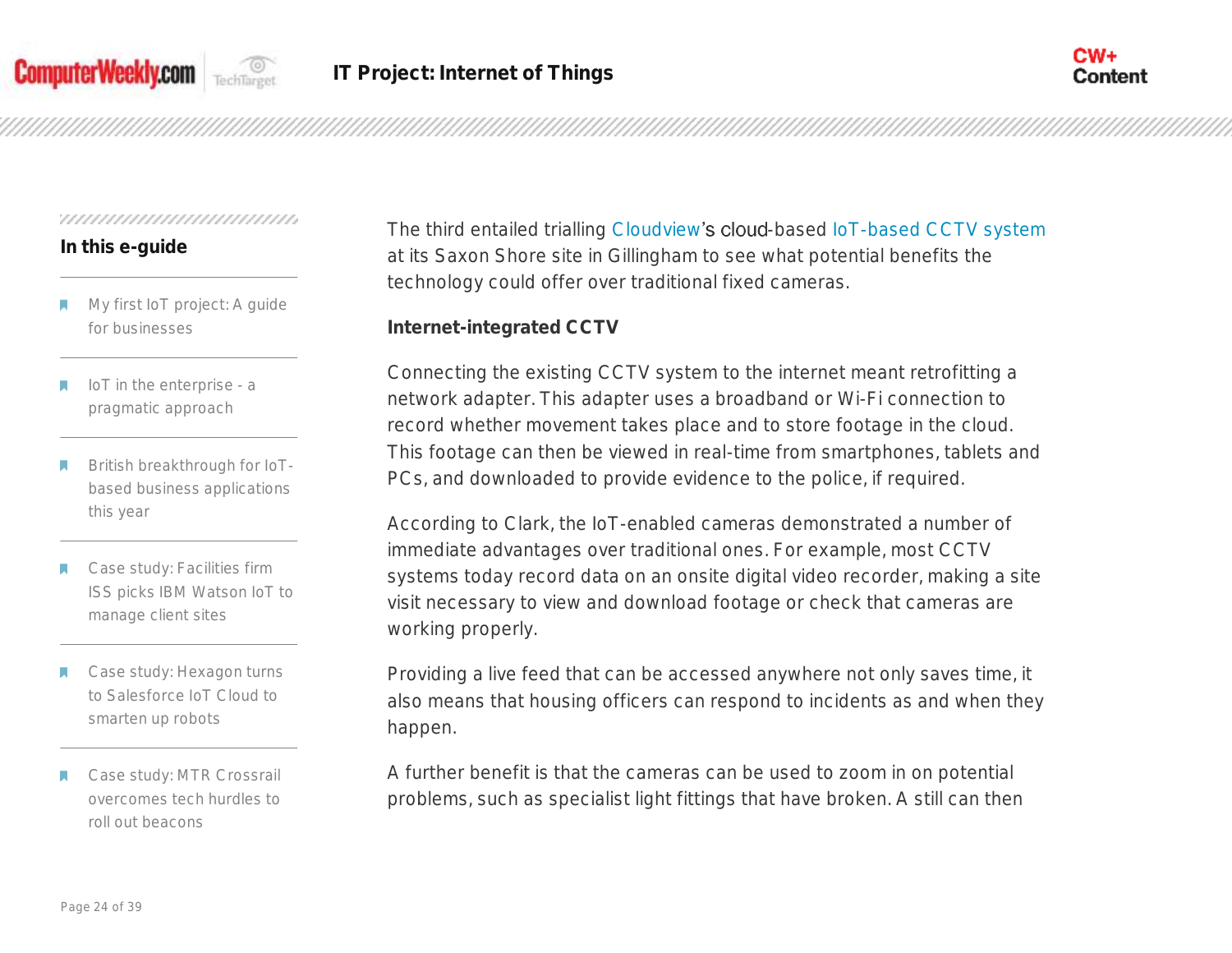The third entailed trialling Cloudview's cloud-based IoT-based CCTV system at its Saxon Shore site in Gillingham to see what potential benefits the technology could offer over traditional fixed cameras.

### Internet-integrated CCTV

Connecting the existing CCTV system to the internet meant retrofitting a network adapter. This adapter uses a broadband or Wi-Fi connection to record whether movement takes place and to store footage in the cloud. This footage can then be viewed in real-time from smartphones, tablets and PCs, and downloaded to provide evidence to the police, if required.

According to Clark, the IoT-enabled cameras demonstrated a number of immediate advantages over traditional ones. For example, most CCTV systems today record data on an onsite digital video recorder, making a site visit necessary to view and download footage or check that cameras are working properly.

Providing a live feed that can be accessed anywhere not only saves time, it also means that housing officers can respond to incidents as and when they happen.

A further benefit is that the cameras can be used to zoom in on potential problems, such as specialist light fittings that have broken. A still can then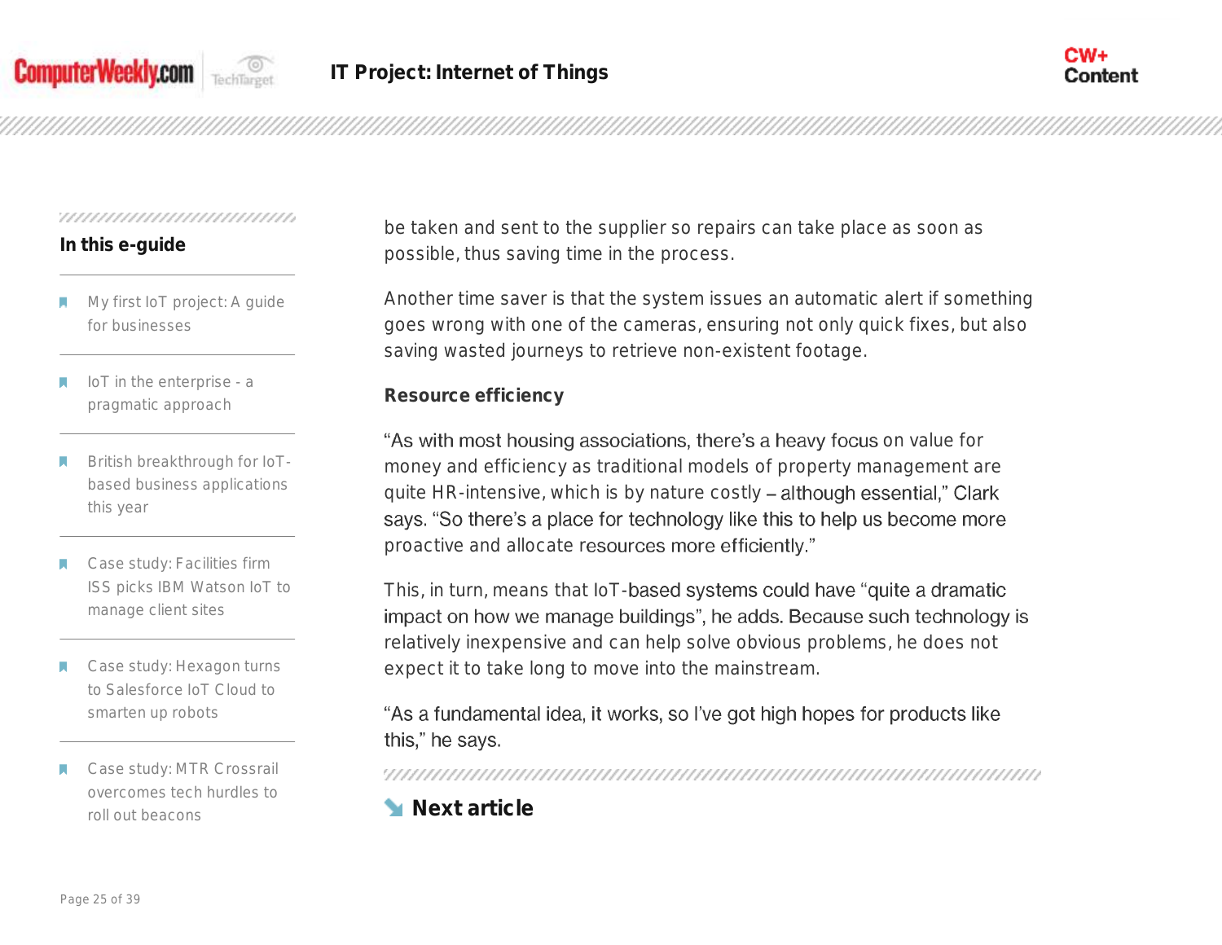be taken and sent to the supplier so repairs can take place as soon as possible, thus saving time in the process.

Another time saver is that the system issues an automatic alert if something goes wrong with one of the cameras, ensuring not only quick fixes, but also saving wasted journeys to retrieve non-existent footage.

**Resource efficiency**

"As with most housing associations, there's a heavy focus on value for money and efficiency as traditional models of property management are quite HR-intensive, which is by nature costly – although essential," Clark says. "So there's a place for technology like this to help us become more proactive and allocate resources more efficiently."

This, in turn, means that IoT-based systems could have "quite a dramatic impact on how we manage buildings", he adds. Because such technology is relatively inexpensive and can help solve obvious problems, he does not expect it to take long to move into the mainstream.

"As a fundamental idea, it works, so I've got high hopes for products like this," he says.

**Next article**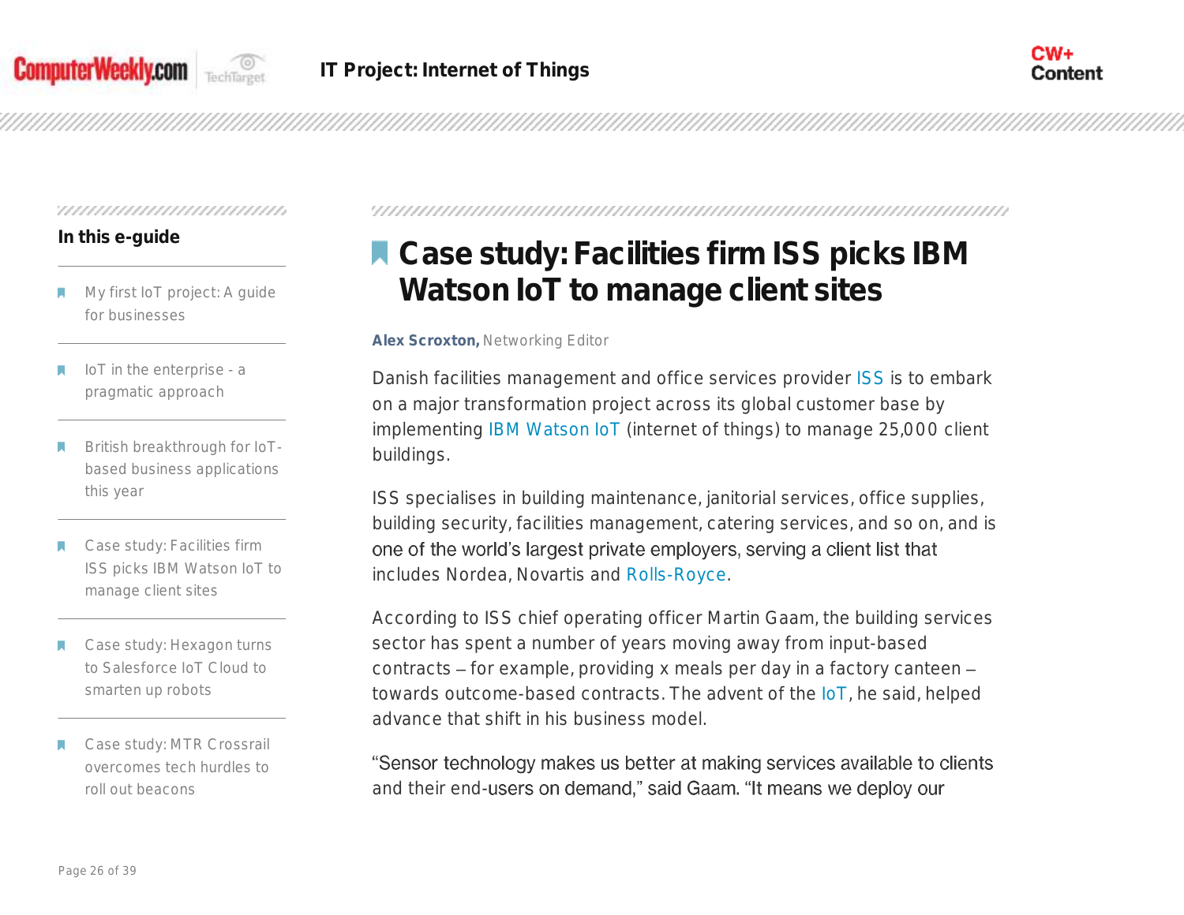# Case study: Facilities firm ISS picks IBM Watson IoT to manage client sites

**Alex Scroxton,** Networking Editor

Danish facilities management and office services provider ISS is to embark on a major transformation project across its global customer base by implementing IBM Watson IoT (internet of things) to manage 25,000 client buildings.

ISS specialises in building maintenance, janitorial services, office supplies, building security, facilities management, catering services, and so on, and is one of the world's largest private employers, serving a client list that includes Nordea, Novartis and Rolls-Royce.

According to ISS chief operating officer Martin Gaam, the building services sector has spent a number of years moving away from input-based contracts – for example, providing x meals per day in a factory canteen – towards outcome-based contracts. The advent of the IoT, he said, helped advance that shift in his business model.

"Sensor technology makes us better at making services available to clients and their end-users on demand," said Gaam. "It means we deploy our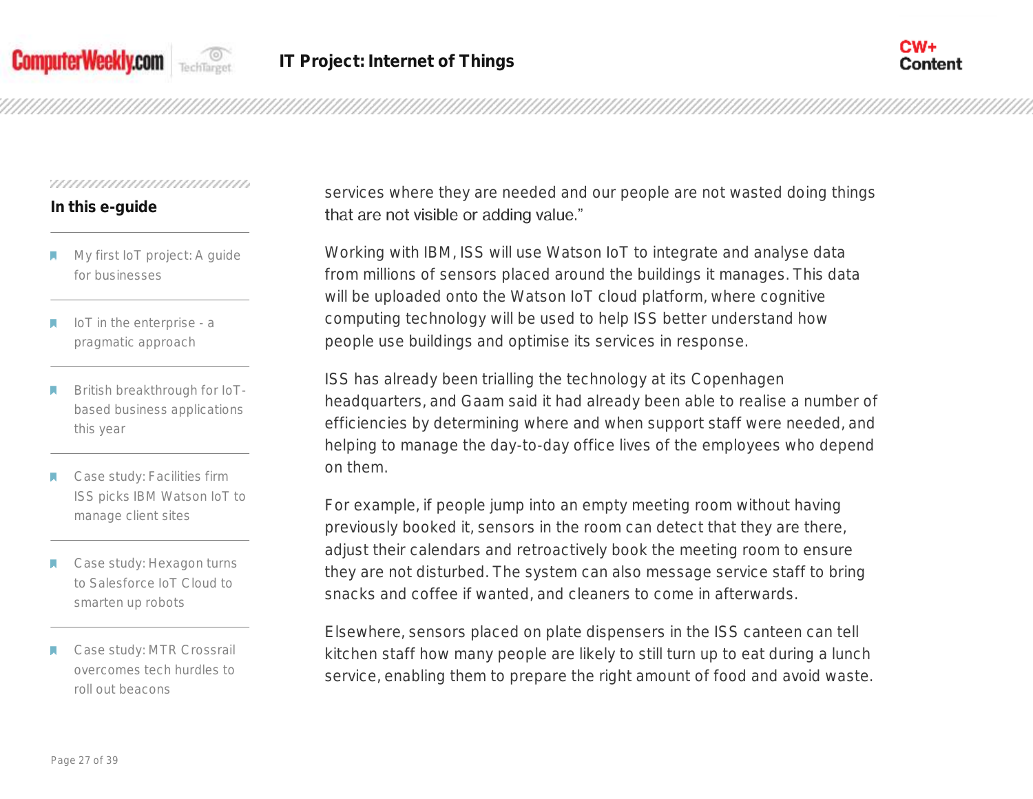services where they are needed and our people are not wasted doing things that are not visible or adding value."

Working with IBM, ISS will use Watson IoT to integrate and analyse data from millions of sensors placed around the buildings it manages. This data will be uploaded onto the Watson IoT cloud platform, where cognitive computing technology will be used to help ISS better understand how people use buildings and optimise its services in response.

ISS has already been trialling the technology at its Copenhagen headquarters, and Gaam said it had already been able to realise a number of efficiencies by determining where and when support staff were needed, and helping to manage the day-to-day office lives of the employees who depend on them.

For example, if people jump into an empty meeting room without having previously booked it, sensors in the room can detect that they are there, adjust their calendars and retroactively book the meeting room to ensure they are not disturbed. The system can also message service staff to bring snacks and coffee if wanted, and cleaners to come in afterwards.

Elsewhere, sensors placed on plate dispensers in the ISS canteen can tell kitchen staff how many people are likely to still turn up to eat during a lunch service, enabling them to prepare the right amount of food and avoid waste.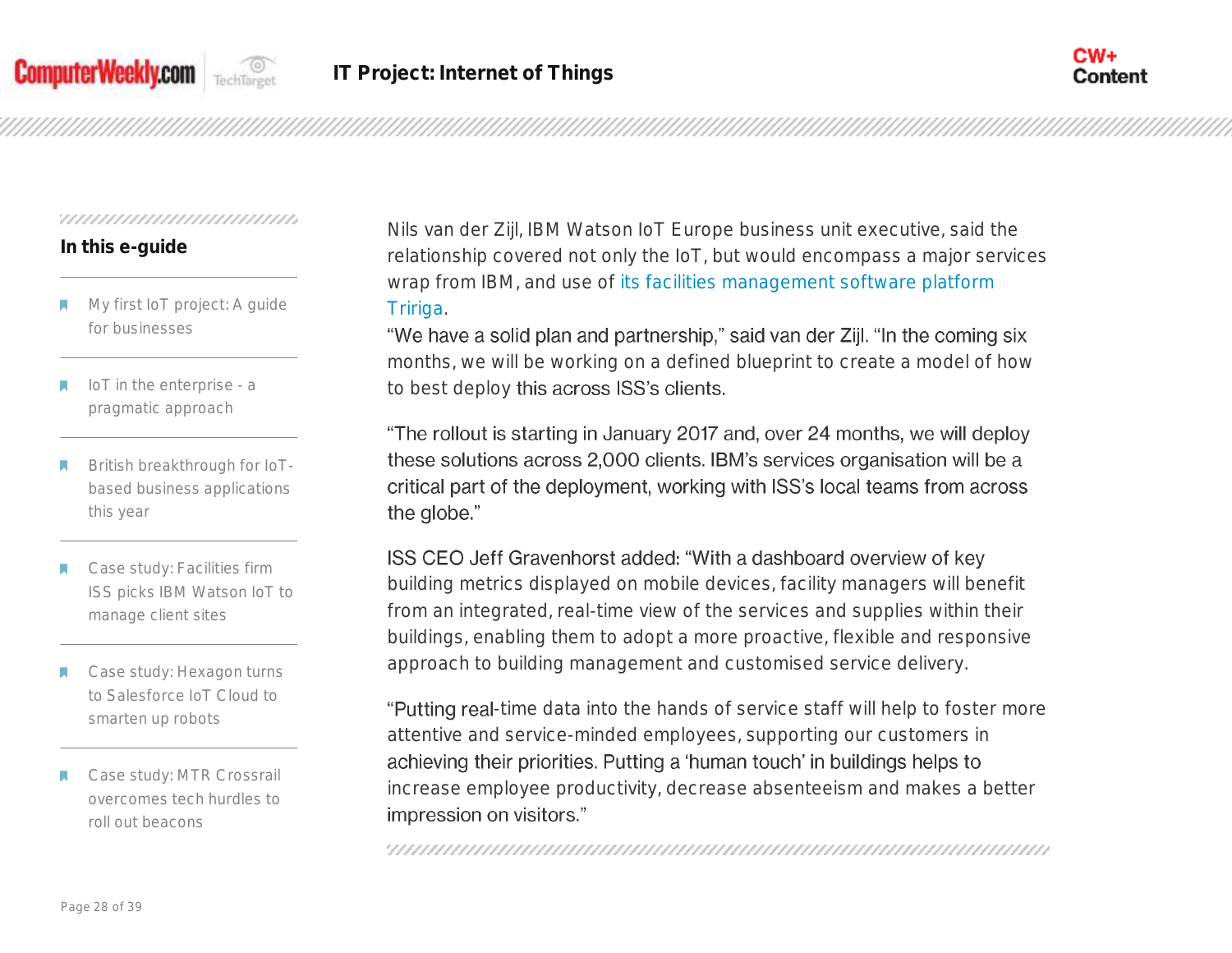Nils van der Zijl, IBM Watson IoT Europe business unit executive, said the relationship covered not only the IoT, but would encompass a major services wrap from IBM, and use of its facilities management software platform Tririga.

"We have a solid plan and partnership," said van der Zijl. "In the coming six months, we will be working on a defined blueprint to create a model of how to best deploy this across ISS's clients.

"The rollout is starting in January 2017 and, over 24 months, we will deploy these solutions across 2,000 clients. IBM's services organisation will be a critical part of the deployment, working with ISS's local teams from across the globe."

ISS CEO Jeff Gravenhorst added: "With a dashboard overview of key building metrics displayed on mobile devices, facility managers will benefit from an integrated, real-time view of the services and supplies within their buildings, enabling them to adopt a more proactive, flexible and responsive approach to building management and customised service delivery.

"Putting real-time data into the hands of service staff will help to foster more attentive and service-minded employees, supporting our customers in achieving their priorities. Putting a 'human touch' in buildings helps to increase employee productivity, decrease absenteeism and makes a better impression on visitors."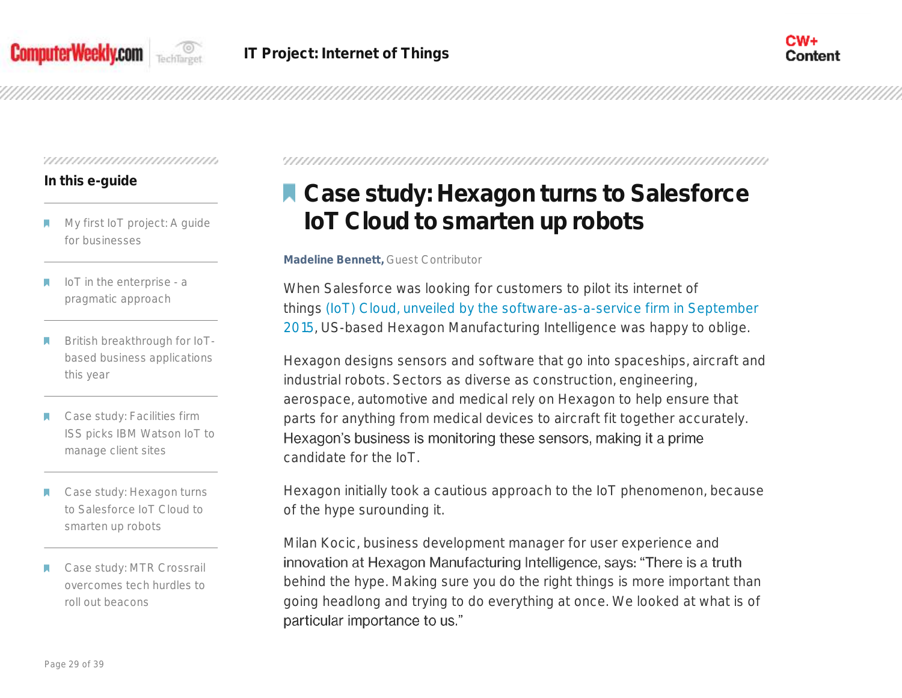## In this e-guide

- My first IoT project: A guide for businesses
- IoT in the enterprise - a pragmatic approach
- British breakthrough for IoT-based business applications this year
- Case study: Facilities firm ISS picks IBM Watson IoT to manage client sites
- Case study: Hexagon turns to Salesforce IoT Cloud to smarten up robots
- Case study: MTR Crossrail overcomes tech hurdles to roll out beacons

# Case study: Hexagon turns to Salesforce IoT Cloud to smarten up robots

**Madeline Bennett,** Guest Contributor

When Salesforce was looking for customers to pilot its internet of things (IoT) Cloud, unveiled by the software-as-a-service firm in September 2015, US-based Hexagon Manufacturing Intelligence was happy to oblige.

Hexagon designs sensors and software that go into spaceships, aircraft and industrial robots. Sectors as diverse as construction, engineering, aerospace, automotive and medical rely on Hexagon to help ensure that parts for anything from medical devices to aircraft fit together accurately. Hexagon's business is monitoring these sensors, making it a prime candidate for the IoT.

Hexagon initially took a cautious approach to the IoT phenomenon, because of the hype surounding it.

Milan Kocic, business development manager for user experience and innovation at Hexagon Manufacturing Intelligence, says: "There is a truth behind the hype. Making sure you do the right things is more important than going headlong and trying to do everything at once. We looked at what is of particular importance to us."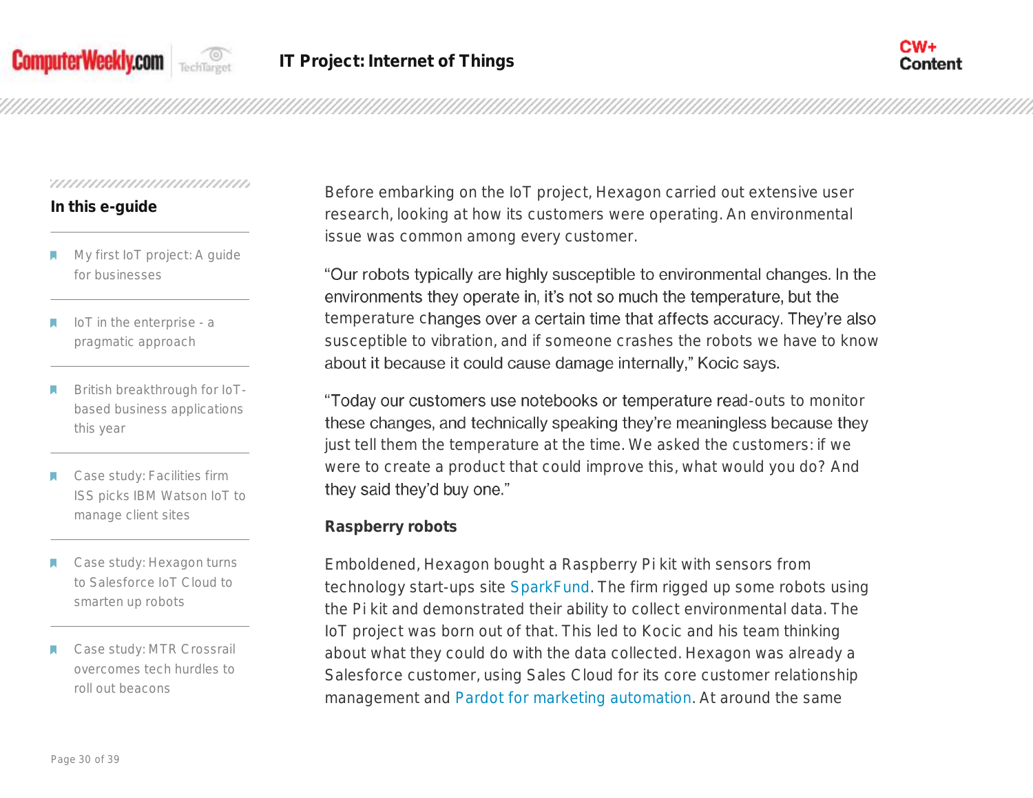## In this e-guide

- My first IoT project: A guide for businesses
- IoT in the enterprise - a pragmatic approach
- British breakthrough for IoT-based business applications this year
- Case study: Facilities firm ISS picks IBM Watson IoT to manage client sites
- Case study: Hexagon turns to Salesforce IoT Cloud to smarten up robots
- Case study: MTR Crossrail overcomes tech hurdles to roll out beacons

Before embarking on the IoT project, Hexagon carried out extensive user research, looking at how its customers were operating. An environmental issue was common among every customer.

"Our robots typically are highly susceptible to environmental changes. In the environments they operate in, it's not so much the temperature, but the temperature changes over a certain time that affects accuracy. They're also susceptible to vibration, and if someone crashes the robots we have to know about it because it could cause damage internally," Kocic says.

"Today our customers use notebooks or temperature read-outs to monitor these changes, and technically speaking they're meaningless because they just tell them the temperature at the time. We asked the customers: if we were to create a product that could improve this, what would you do? And they said they'd buy one."

**Raspberry robots**

Emboldened, Hexagon bought a Raspberry Pi kit with sensors from technology start-ups site SparkFund. The firm rigged up some robots using the Pi kit and demonstrated their ability to collect environmental data. The IoT project was born out of that. This led to Kocic and his team thinking about what they could do with the data collected. Hexagon was already a Salesforce customer, using Sales Cloud for its core customer relationship management and Pardot for marketing automation. At around the same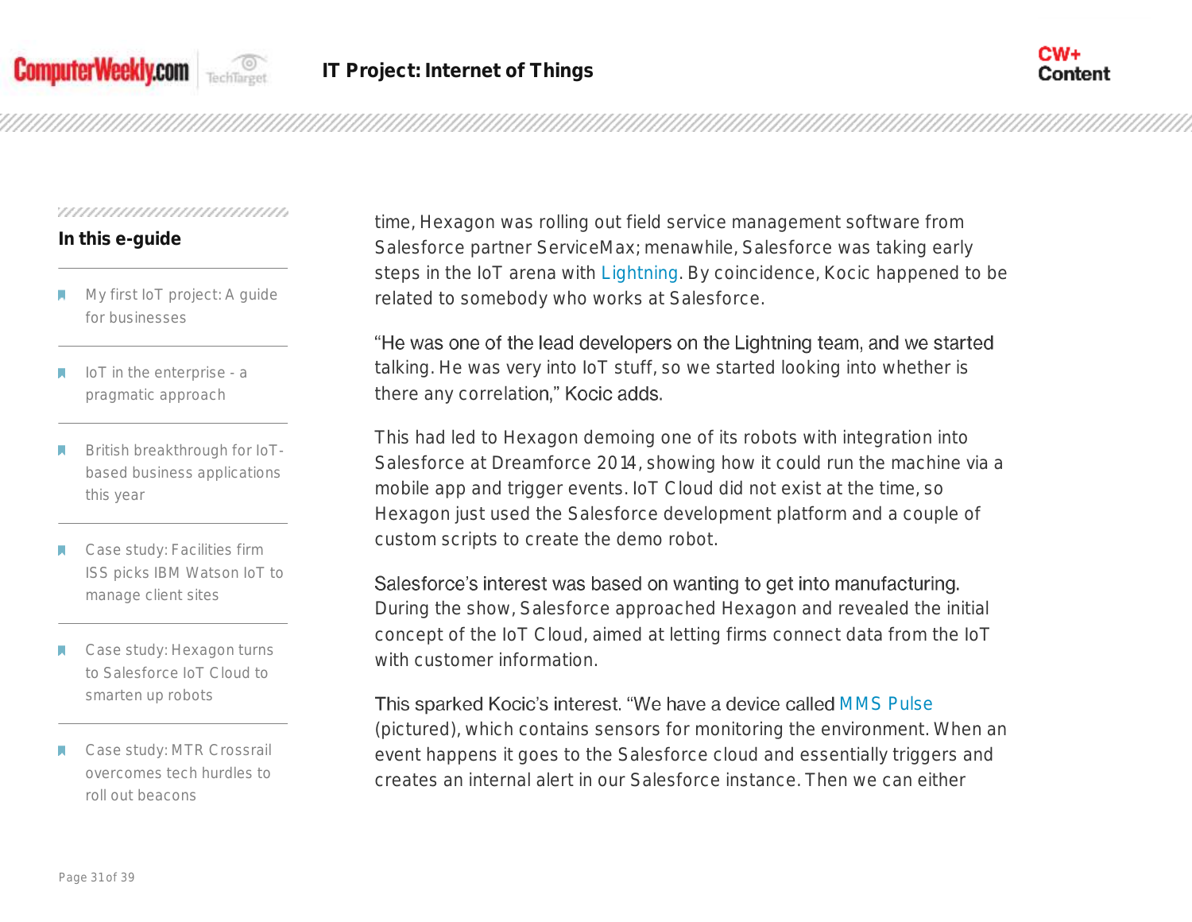time, Hexagon was rolling out field service management software from Salesforce partner ServiceMax; menawhile, Salesforce was taking early steps in the IoT arena with Lightning. By coincidence, Kocic happened to be related to somebody who works at Salesforce.

"He was one of the lead developers on the Lightning team, and we started talking. He was very into IoT stuff, so we started looking into whether is there any correlation," Kocic adds.

This had led to Hexagon demoing one of its robots with integration into Salesforce at Dreamforce 2014, showing how it could run the machine via a mobile app and trigger events. IoT Cloud did not exist at the time, so Hexagon just used the Salesforce development platform and a couple of custom scripts to create the demo robot.

Salesforce's interest was based on wanting to get into manufacturing. During the show, Salesforce approached Hexagon and revealed the initial concept of the IoT Cloud, aimed at letting firms connect data from the IoT with customer information.

This sparked Kocic's interest. "We have a device called MMS Pulse (pictured), which contains sensors for monitoring the environment. When an event happens it goes to the Salesforce cloud and essentially triggers and creates an internal alert in our Salesforce instance. Then we can either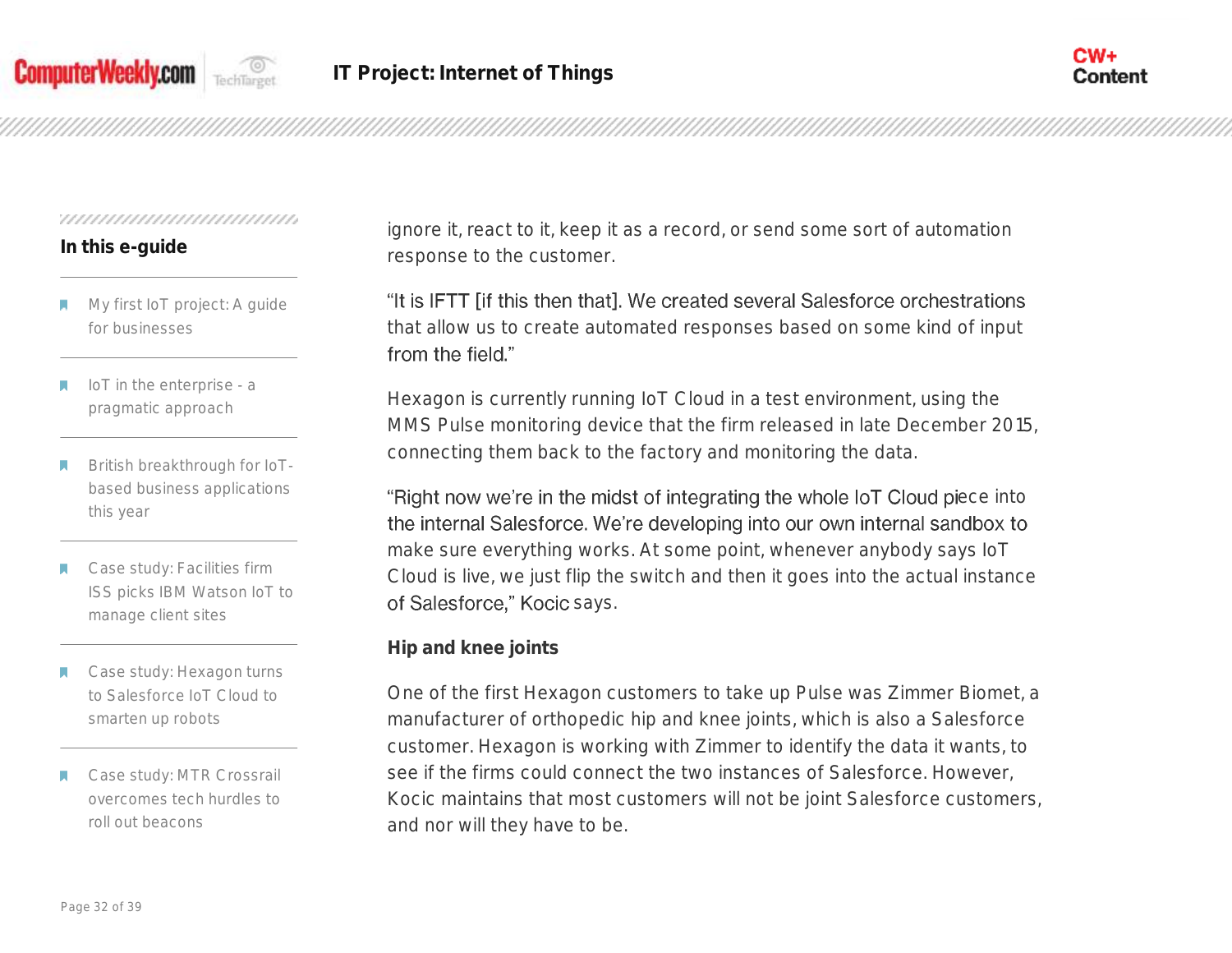ignore it, react to it, keep it as a record, or send some sort of automation response to the customer.

"It is IFTT [if this then that]. We created several Salesforce orchestrations that allow us to create automated responses based on some kind of input from the field."

Hexagon is currently running IoT Cloud in a test environment, using the MMS Pulse monitoring device that the firm released in late December 2015, connecting them back to the factory and monitoring the data.

"Right now we're in the midst of integrating the whole IoT Cloud piece into the internal Salesforce. We're developing into our own internal sandbox to make sure everything works. At some point, whenever anybody says IoT Cloud is live, we just flip the switch and then it goes into the actual instance of Salesforce," Kocic says.

**Hip and knee joints**

One of the first Hexagon customers to take up Pulse was Zimmer Biomet, a manufacturer of orthopedic hip and knee joints, which is also a Salesforce customer. Hexagon is working with Zimmer to identify the data it wants, to see if the firms could connect the two instances of Salesforce. However, Kocic maintains that most customers will not be joint Salesforce customers, and nor will they have to be.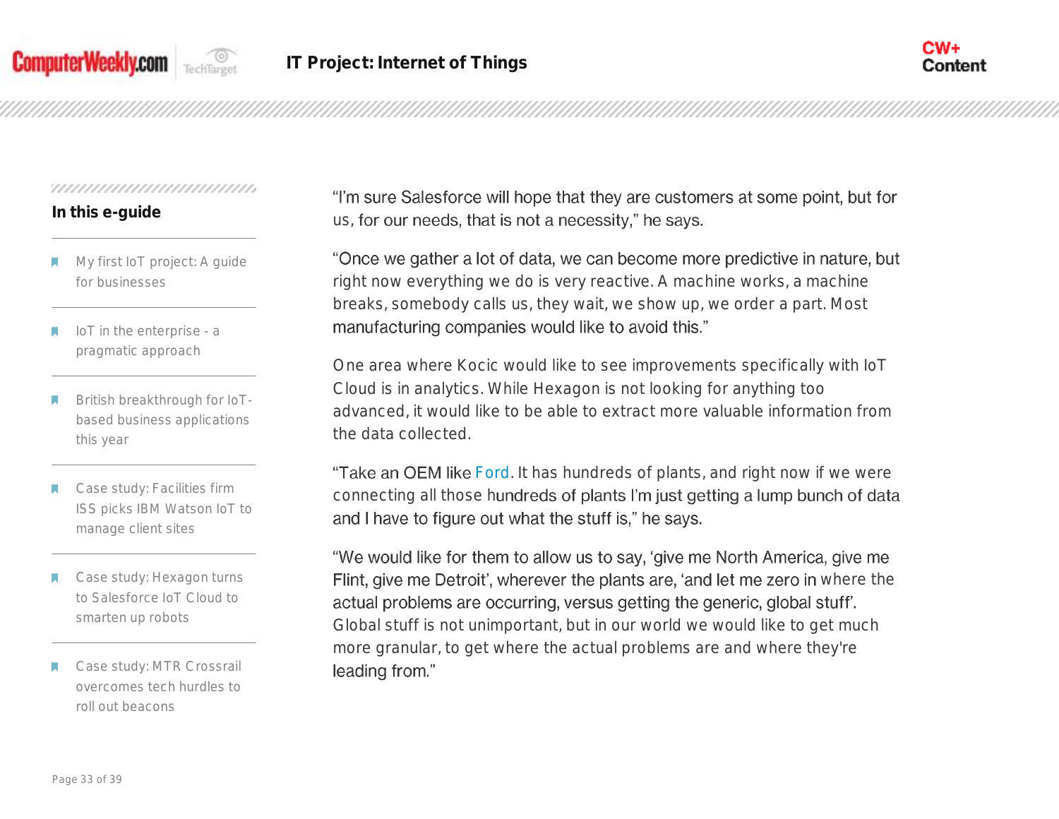"I'm sure Salesforce will hope that they are customers at some point, but for us, for our needs, that is not a necessity," he says.

"Once we gather a lot of data, we can become more predictive in nature, but right now everything we do is very reactive. A machine works, a machine breaks, somebody calls us, they wait, we show up, we order a part. Most manufacturing companies would like to avoid this."

One area where Kocic would like to see improvements specifically with IoT Cloud is in analytics. While Hexagon is not looking for anything too advanced, it would like to be able to extract more valuable information from the data collected.

"Take an OEM like Ford. It has hundreds of plants, and right now if we were connecting all those hundreds of plants I'm just getting a lump bunch of data and I have to figure out what the stuff is," he says.

"We would like for them to allow us to say, 'give me North America, give me Flint, give me Detroit', wherever the plants are, 'and let me zero in where the actual problems are occurring, versus getting the generic, global stuff'. Global stuff is not unimportant, but in our world we would like to get much more granular, to get where the actual problems are and where they're leading from."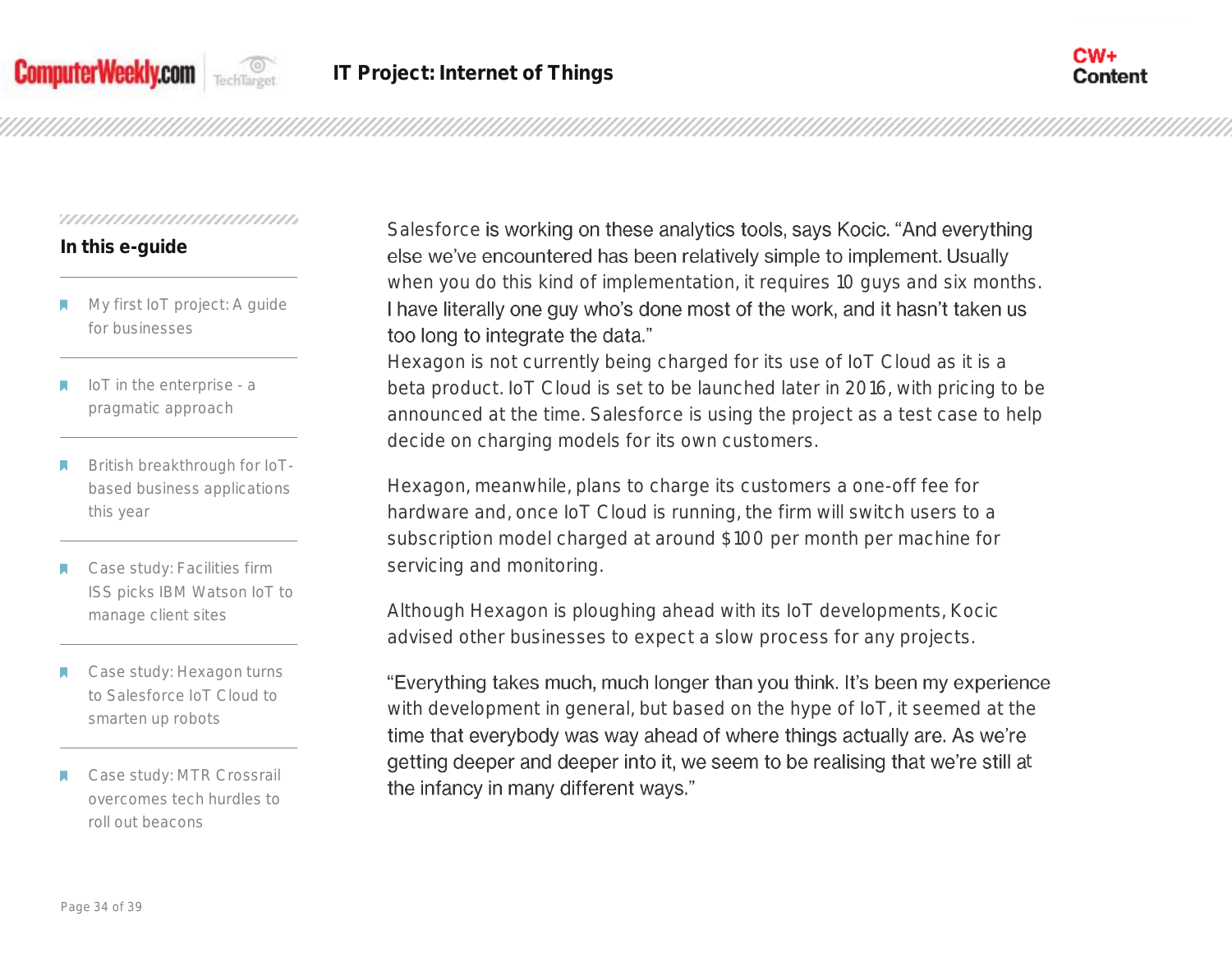Salesforce is working on these analytics tools, says Kocic. "And everything else we've encountered has been relatively simple to implement. Usually when you do this kind of implementation, it requires 10 guys and six months. I have literally one guy who's done most of the work, and it hasn't taken us too long to integrate the data."

Hexagon is not currently being charged for its use of IoT Cloud as it is a beta product. IoT Cloud is set to be launched later in 2016, with pricing to be announced at the time. Salesforce is using the project as a test case to help decide on charging models for its own customers.

Hexagon, meanwhile, plans to charge its customers a one-off fee for hardware and, once IoT Cloud is running, the firm will switch users to a subscription model charged at around $100 per month per machine for servicing and monitoring.

Although Hexagon is ploughing ahead with its IoT developments, Kocic advised other businesses to expect a slow process for any projects.

"Everything takes much, much longer than you think. It's been my experience with development in general, but based on the hype of IoT, it seemed at the time that everybody was way ahead of where things actually are. As we're getting deeper and deeper into it, we seem to be realising that we're still at the infancy in many different ways."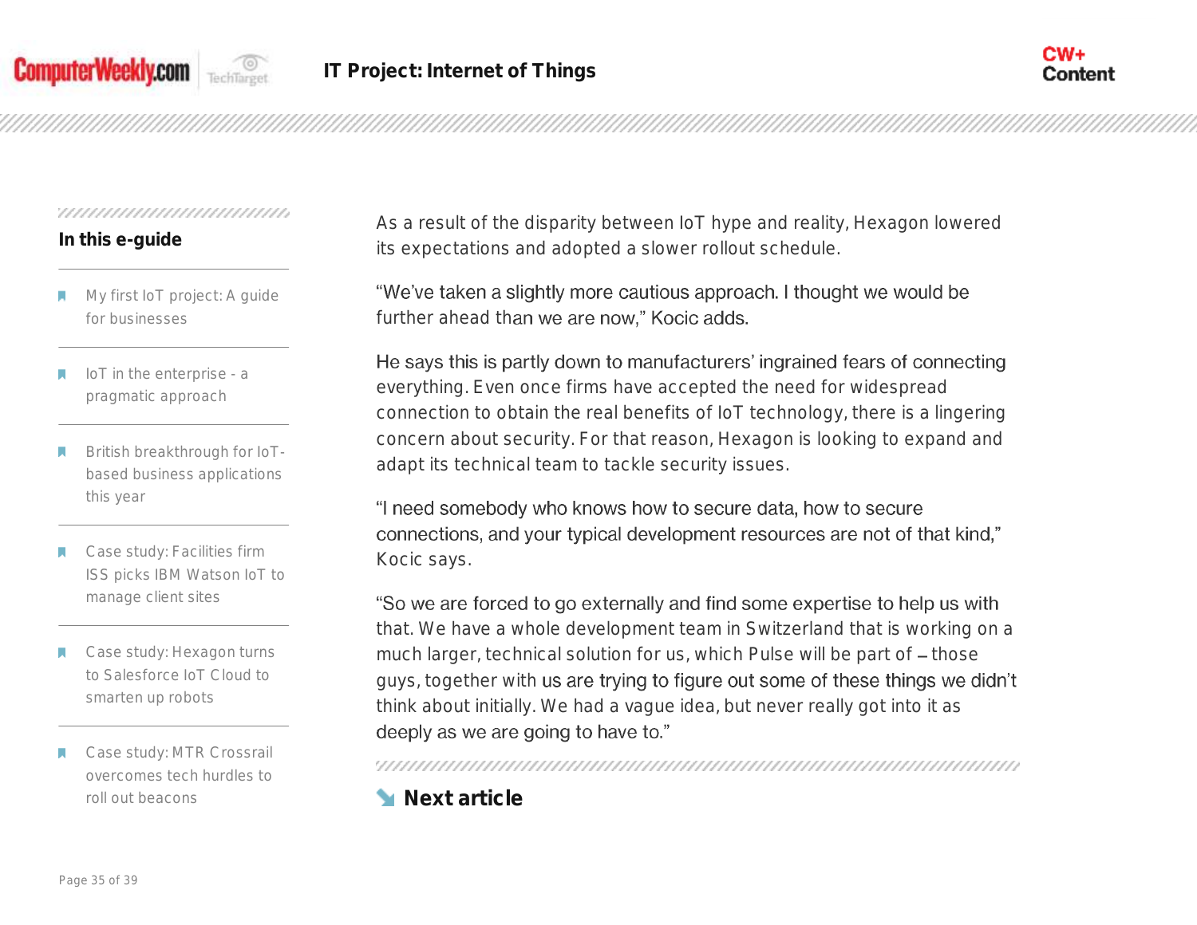As a result of the disparity between IoT hype and reality, Hexagon lowered its expectations and adopted a slower rollout schedule.

"We've taken a slightly more cautious approach. I thought we would be further ahead than we are now," Kocic adds.

He says this is partly down to manufacturers' ingrained fears of connecting everything. Even once firms have accepted the need for widespread connection to obtain the real benefits of IoT technology, there is a lingering concern about security. For that reason, Hexagon is looking to expand and adapt its technical team to tackle security issues.

"I need somebody who knows how to secure data, how to secure connections, and your typical development resources are not of that kind," Kocic says.

"So we are forced to go externally and find some expertise to help us with that. We have a whole development team in Switzerland that is working on a much larger, technical solution for us, which Pulse will be part of – those guys, together with us are trying to figure out some of these things we didn't think about initially. We had a vague idea, but never really got into it as deeply as we are going to have to."

**Next article**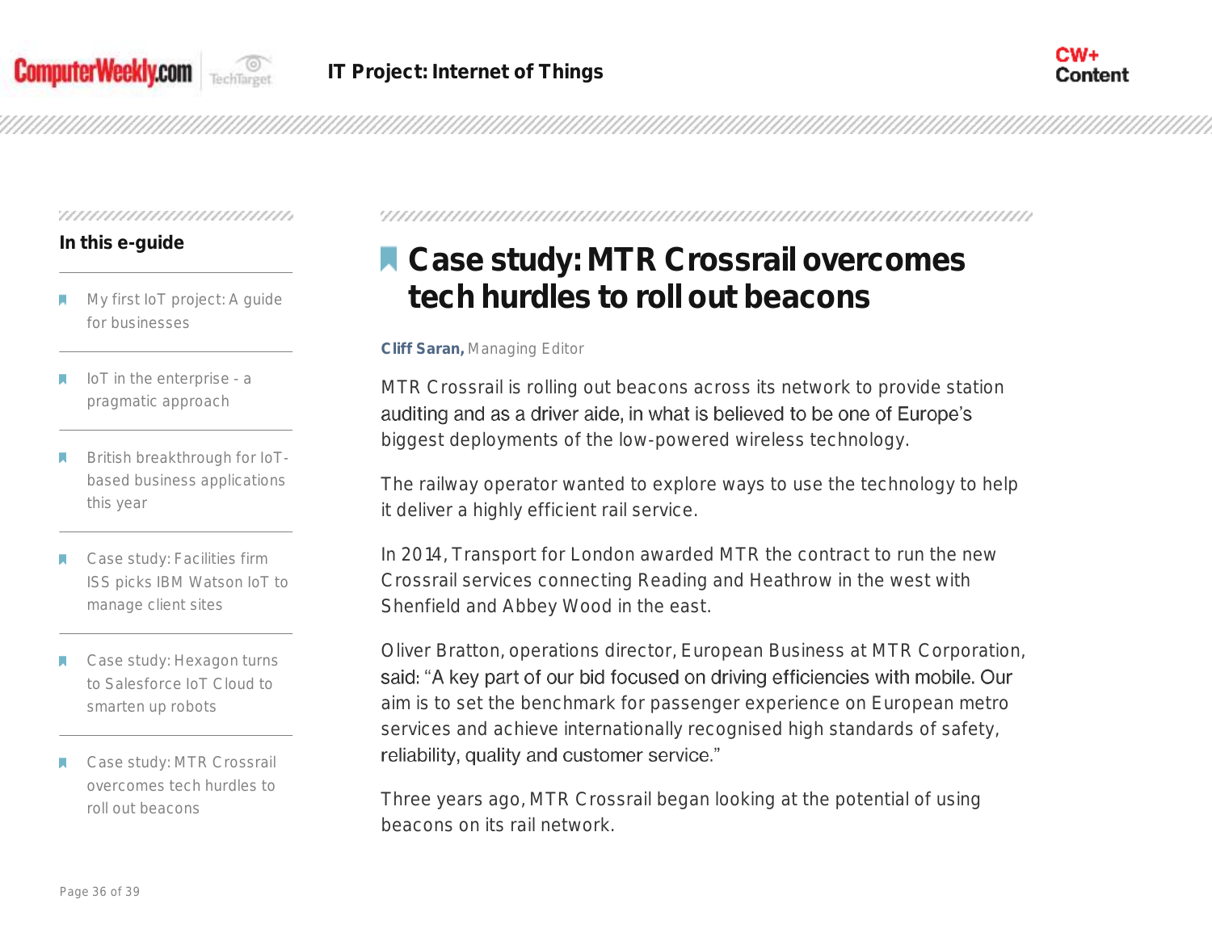## In this e-guide

- My first IoT project: A guide for businesses
- IoT in the enterprise - a pragmatic approach
- British breakthrough for IoT-based business applications this year
- Case study: Facilities firm ISS picks IBM Watson IoT to manage client sites
- Case study: Hexagon turns to Salesforce IoT Cloud to smarten up robots
- Case study: MTR Crossrail overcomes tech hurdles to roll out beacons

# Case study: MTR Crossrail overcomes tech hurdles to roll out beacons

**Cliff Saran,** Managing Editor

MTR Crossrail is rolling out beacons across its network to provide station auditing and as a driver aide, in what is believed to be one of Europe's biggest deployments of the low-powered wireless technology.

The railway operator wanted to explore ways to use the technology to help it deliver a highly efficient rail service.

In 2014, Transport for London awarded MTR the contract to run the new Crossrail services connecting Reading and Heathrow in the west with Shenfield and Abbey Wood in the east.

Oliver Bratton, operations director, European Business at MTR Corporation, said: "A key part of our bid focused on driving efficiencies with mobile. Our aim is to set the benchmark for passenger experience on European metro services and achieve internationally recognised high standards of safety, reliability, quality and customer service."

Three years ago, MTR Crossrail began looking at the potential of using beacons on its rail network.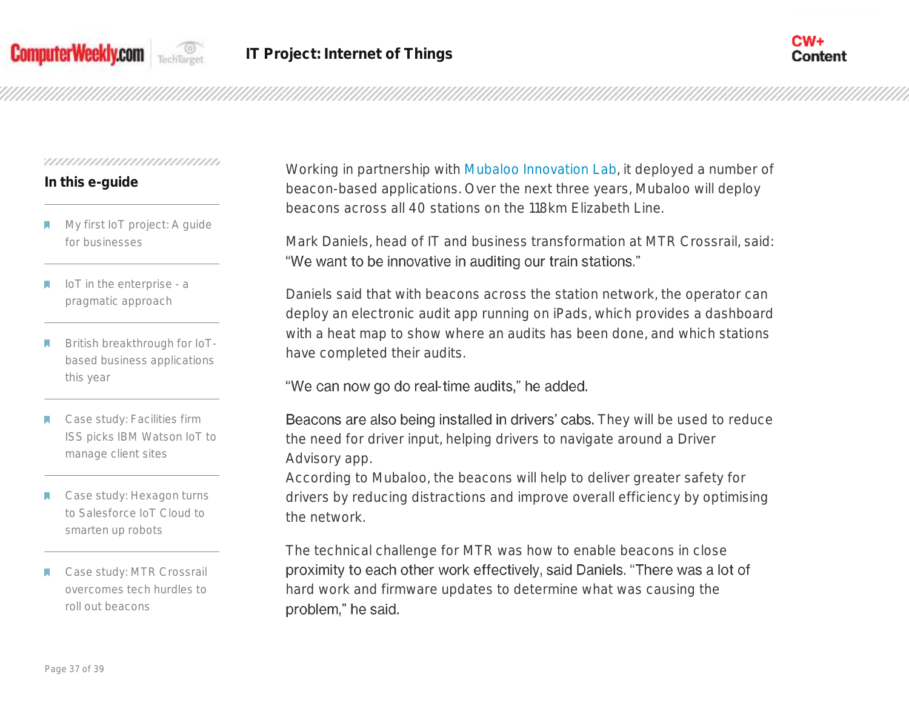Working in partnership with Mubaloo Innovation Lab, it deployed a number of beacon-based applications. Over the next three years, Mubaloo will deploy beacons across all 40 stations on the 118km Elizabeth Line.

Mark Daniels, head of IT and business transformation at MTR Crossrail, said: “We want to be innovative in auditing our train stations.”

Daniels said that with beacons across the station network, the operator can deploy an electronic audit app running on iPads, which provides a dashboard with a heat map to show where an audits has been done, and which stations have completed their audits.

“We can now go do real-time audits,” he added.

Beacons are also being installed in drivers’ cabs. They will be used to reduce the need for driver input, helping drivers to navigate around a Driver Advisory app.
According to Mubaloo, the beacons will help to deliver greater safety for drivers by reducing distractions and improve overall efficiency by optimising the network.

The technical challenge for MTR was how to enable beacons in close proximity to each other work effectively, said Daniels. “There was a lot of hard work and firmware updates to determine what was causing the problem,” he said.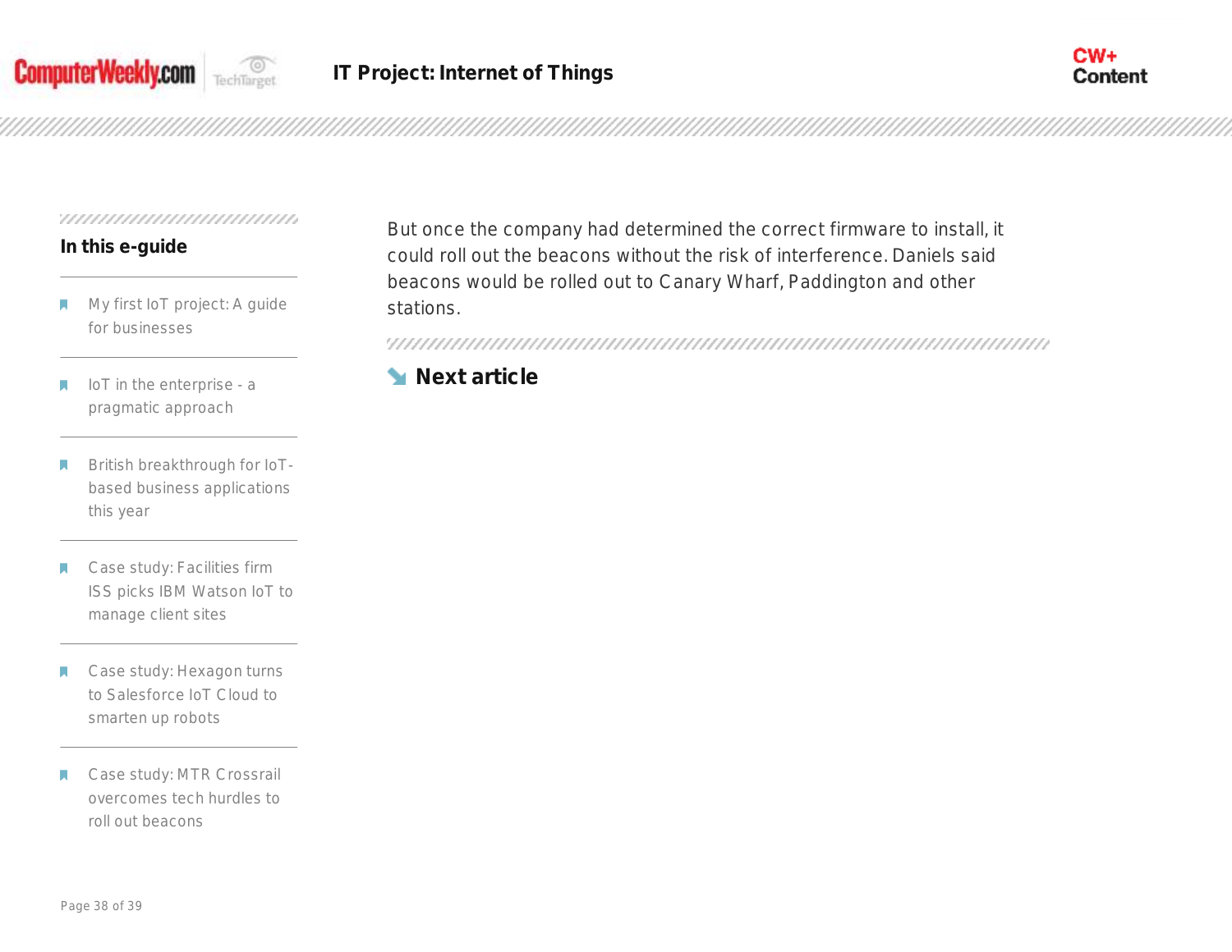But once the company had determined the correct firmware to install, it could roll out the beacons without the risk of interference. Daniels said beacons would be rolled out to Canary Wharf, Paddington and other stations.

**Next article**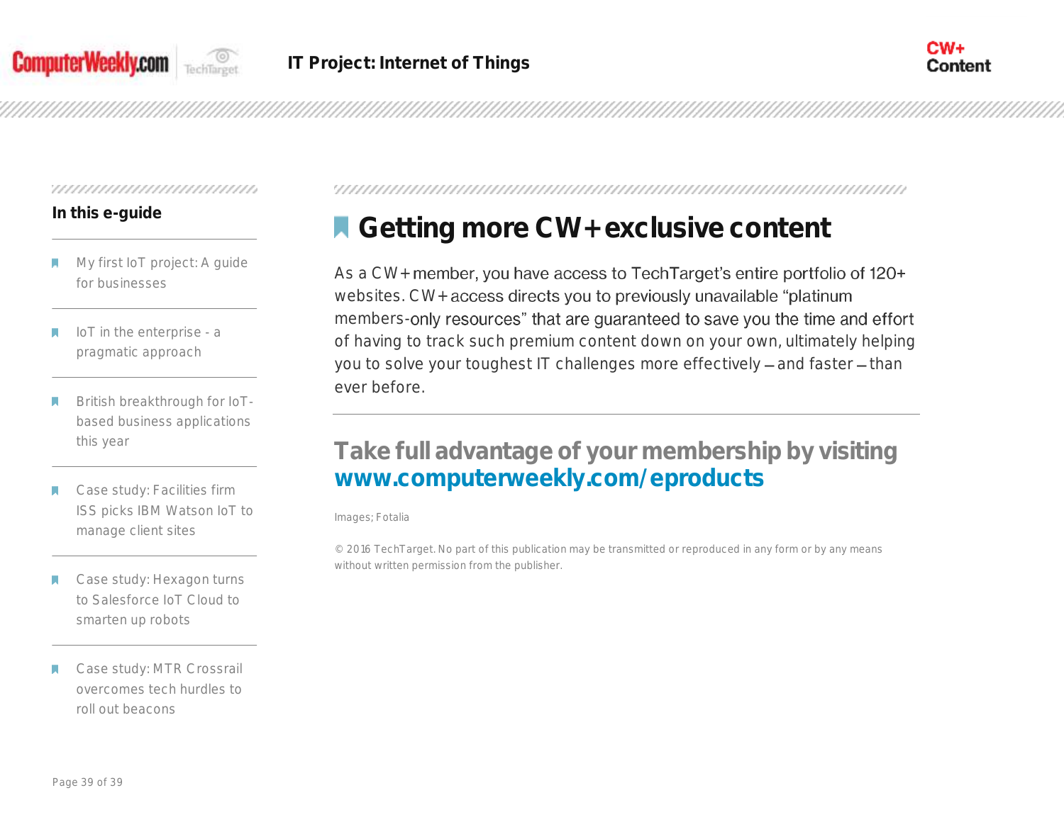## In this e-guide

- My first IoT project: A guide for businesses
- IoT in the enterprise - a pragmatic approach
- British breakthrough for IoT-based business applications this year
- Case study: Facilities firm ISS picks IBM Watson IoT to manage client sites
- Case study: Hexagon turns to Salesforce IoT Cloud to smarten up robots
- Case study: MTR Crossrail overcomes tech hurdles to roll out beacons

# Getting more CW+ exclusive content

As a CW+ member, you have access to TechTarget's entire portfolio of 120+ websites. CW+ access directs you to previously unavailable "platinum members-only resources" that are guaranteed to save you the time and effort of having to track such premium content down on your own, ultimately helping you to solve your toughest IT challenges more effectively – and faster – than ever before.

## Take full advantage of your membership by visiting www.computerweekly.com/eproducts

Images; Fotalia

© 2016 TechTarget. No part of this publication may be transmitted or reproduced in any form or by any means without written permission from the publisher.